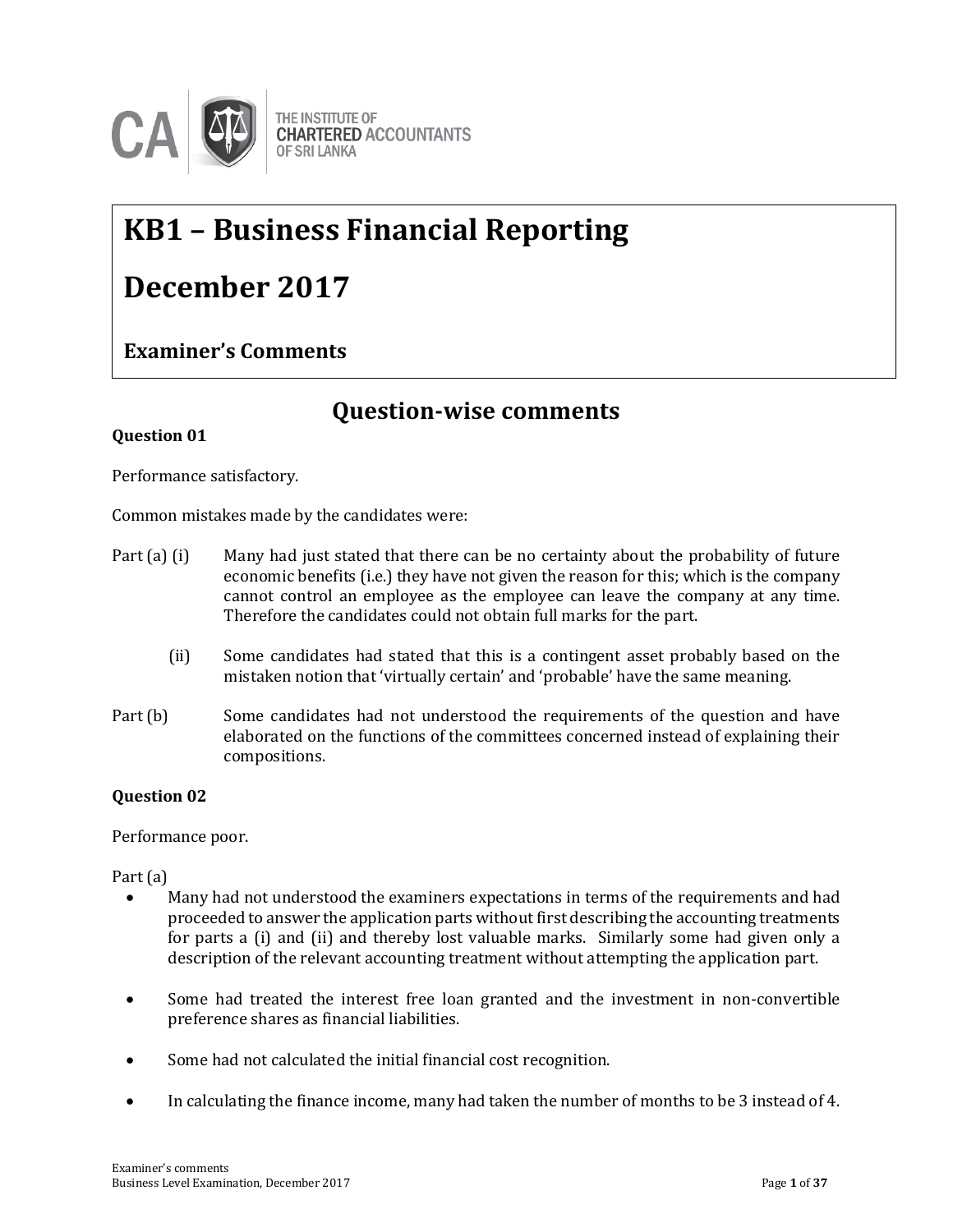THE INSTITUTE OF CHARTERED ACCOUNTANTS OF SRI LANKA

# KB1 – Business Financial Reporting

# December 2017

### Examiner's Comments

## Question-wise comments

**Question 01**

Performance satisfactory.

Common mistakes made by the candidates were:

Part (a) (i) Many had just stated that there can be no certainty about the probability of future economic benefits (i.e.) they have not given the reason for this; which is the company cannot control an employee as the employee can leave the company at any time. Therefore the candidates could not obtain full marks for the part.

(ii) Some candidates had stated that this is a contingent asset probably based on the mistaken notion that 'virtually certain' and 'probable' have the same meaning.

Part (b) Some candidates had not understood the requirements of the question and have elaborated on the functions of the committees concerned instead of explaining their compositions.

**Question 02**

Performance poor.

Part (a)

- Many had not understood the examiners expectations in terms of the requirements and had proceeded to answer the application parts without first describing the accounting treatments for parts a (i) and (ii) and thereby lost valuable marks. Similarly some had given only a description of the relevant accounting treatment without attempting the application part.
- Some had treated the interest free loan granted and the investment in non-convertible preference shares as financial liabilities.
- Some had not calculated the initial financial cost recognition.
- In calculating the finance income, many had taken the number of months to be 3 instead of 4.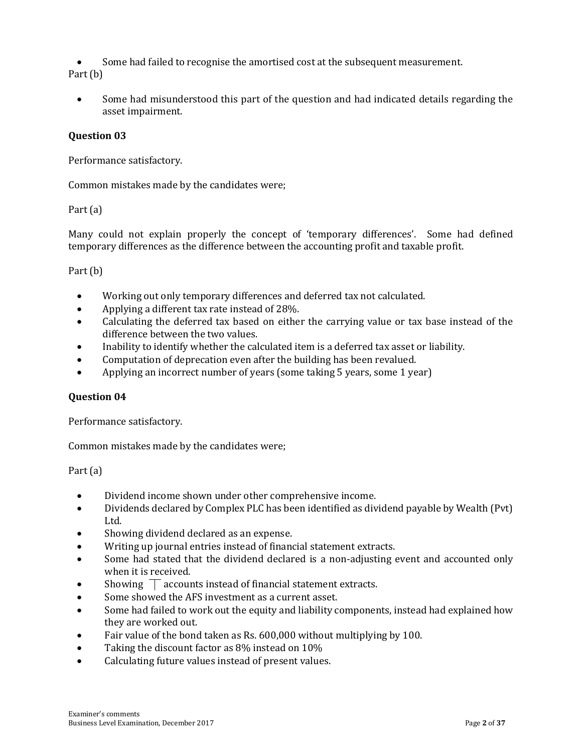- Some had failed to recognise the amortised cost at the subsequent measurement.

Part (b)

- Some had misunderstood this part of the question and had indicated details regarding the asset impairment.

**Question 03**

Performance satisfactory.

Common mistakes made by the candidates were;

Part (a)

Many could not explain properly the concept of 'temporary differences'. Some had defined temporary differences as the difference between the accounting profit and taxable profit.

Part (b)

- Working out only temporary differences and deferred tax not calculated.
- Applying a different tax rate instead of 28%.
- Calculating the deferred tax based on either the carrying value or tax base instead of the difference between the two values.
- Inability to identify whether the calculated item is a deferred tax asset or liability.
- Computation of deprecation even after the building has been revalued.
- Applying an incorrect number of years (some taking 5 years, some 1 year)

**Question 04**

Performance satisfactory.

Common mistakes made by the candidates were;

Part (a)

- Dividend income shown under other comprehensive income.
- Dividends declared by Complex PLC has been identified as dividend payable by Wealth (Pvt) Ltd.
- Showing dividend declared as an expense.
- Writing up journal entries instead of financial statement extracts.
- Some had stated that the dividend declared is a non-adjusting event and accounted only when it is received.
- Showing ⊤ accounts instead of financial statement extracts.
- Some showed the AFS investment as a current asset.
- Some had failed to work out the equity and liability components, instead had explained how they are worked out.
- Fair value of the bond taken as Rs. 600,000 without multiplying by 100.
- Taking the discount factor as 8% instead on 10%
- Calculating future values instead of present values.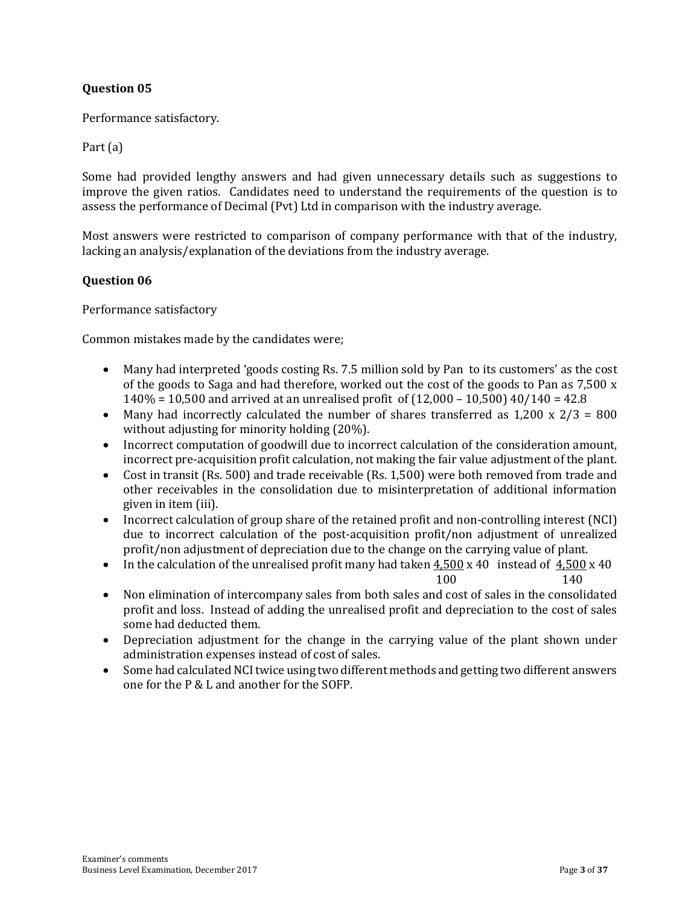## Question 05

Performance satisfactory.

Part (a)

Some had provided lengthy answers and had given unnecessary details such as suggestions to improve the given ratios. Candidates need to understand the requirements of the question is to assess the performance of Decimal (Pvt) Ltd in comparison with the industry average.

Most answers were restricted to comparison of company performance with that of the industry, lacking an analysis/explanation of the deviations from the industry average.

## Question 06

Performance satisfactory

Common mistakes made by the candidates were;

- Many had interpreted 'goods costing Rs. 7.5 million sold by Pan to its customers' as the cost of the goods to Saga and had therefore, worked out the cost of the goods to Pan as 7,500 x 140% = 10,500 and arrived at an unrealised profit of (12,000 – 10,500) 40/140 = 42.8
- Many had incorrectly calculated the number of shares transferred as 1,200 x 2/3 = 800 without adjusting for minority holding (20%).
- Incorrect computation of goodwill due to incorrect calculation of the consideration amount, incorrect pre-acquisition profit calculation, not making the fair value adjustment of the plant.
- Cost in transit (Rs. 500) and trade receivable (Rs. 1,500) were both removed from trade and other receivables in the consolidation due to misinterpretation of additional information given in item (iii).
- Incorrect calculation of group share of the retained profit and non-controlling interest (NCI) due to incorrect calculation of the post-acquisition profit/non adjustment of unrealized profit/non adjustment of depreciation due to the change on the carrying value of plant.
- In the calculation of the unrealised profit many had taken $\frac{4,500}{100} \times 40$ instead of $\frac{4,500}{140} \times 40$
- Non elimination of intercompany sales from both sales and cost of sales in the consolidated profit and loss. Instead of adding the unrealised profit and depreciation to the cost of sales some had deducted them.
- Depreciation adjustment for the change in the carrying value of the plant shown under administration expenses instead of cost of sales.
- Some had calculated NCI twice using two different methods and getting two different answers one for the P & L and another for the SOFP.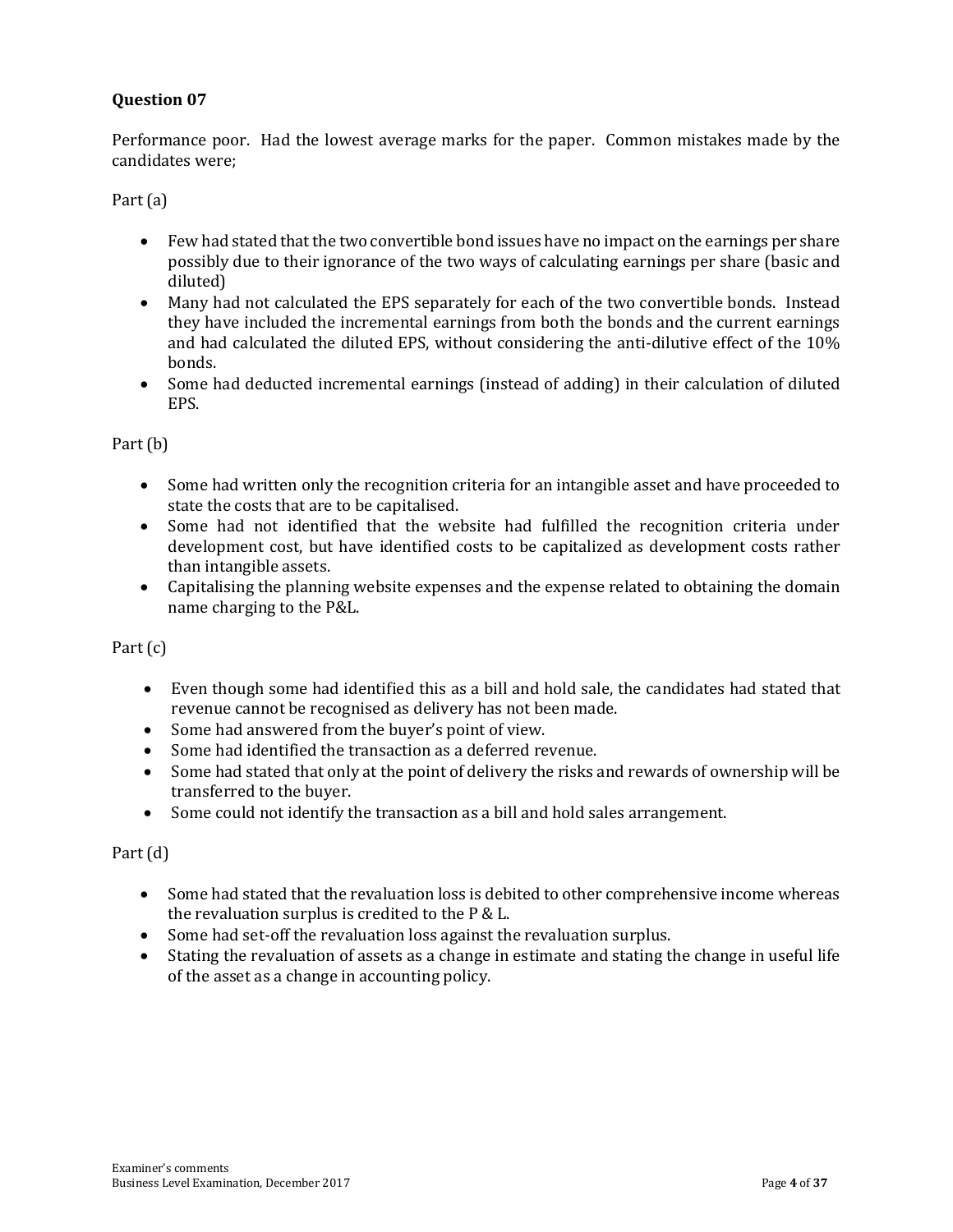**Question 07**

Performance poor. Had the lowest average marks for the paper. Common mistakes made by the candidates were;

Part (a)

- Few had stated that the two convertible bond issues have no impact on the earnings per share possibly due to their ignorance of the two ways of calculating earnings per share (basic and diluted)
- Many had not calculated the EPS separately for each of the two convertible bonds. Instead they have included the incremental earnings from both the bonds and the current earnings and had calculated the diluted EPS, without considering the anti-dilutive effect of the 10% bonds.
- Some had deducted incremental earnings (instead of adding) in their calculation of diluted EPS.

Part (b)

- Some had written only the recognition criteria for an intangible asset and have proceeded to state the costs that are to be capitalised.
- Some had not identified that the website had fulfilled the recognition criteria under development cost, but have identified costs to be capitalized as development costs rather than intangible assets.
- Capitalising the planning website expenses and the expense related to obtaining the domain name charging to the P&L.

Part (c)

- Even though some had identified this as a bill and hold sale, the candidates had stated that revenue cannot be recognised as delivery has not been made.
- Some had answered from the buyer's point of view.
- Some had identified the transaction as a deferred revenue.
- Some had stated that only at the point of delivery the risks and rewards of ownership will be transferred to the buyer.
- Some could not identify the transaction as a bill and hold sales arrangement.

Part (d)

- Some had stated that the revaluation loss is debited to other comprehensive income whereas the revaluation surplus is credited to the P & L.
- Some had set-off the revaluation loss against the revaluation surplus.
- Stating the revaluation of assets as a change in estimate and stating the change in useful life of the asset as a change in accounting policy.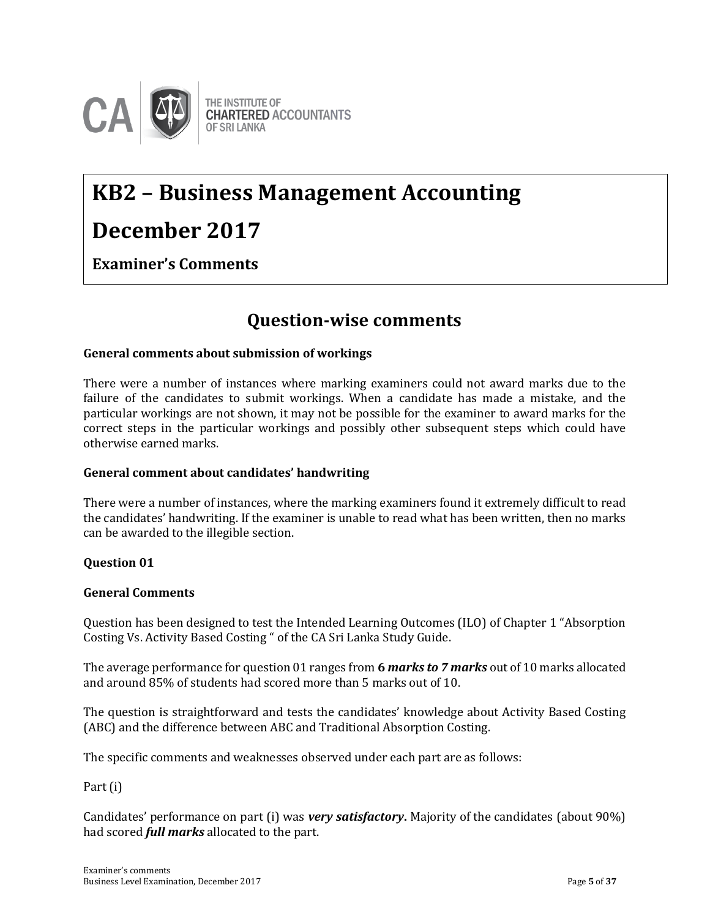# KB2 – Business Management Accounting

# December 2017

**Examiner's Comments**

## Question-wise comments

**General comments about submission of workings**

There were a number of instances where marking examiners could not award marks due to the failure of the candidates to submit workings. When a candidate has made a mistake, and the particular workings are not shown, it may not be possible for the examiner to award marks for the correct steps in the particular workings and possibly other subsequent steps which could have otherwise earned marks.

**General comment about candidates' handwriting**

There were a number of instances, where the marking examiners found it extremely difficult to read the candidates' handwriting. If the examiner is unable to read what has been written, then no marks can be awarded to the illegible section.

**Question 01**

**General Comments**

Question has been designed to test the Intended Learning Outcomes (ILO) of Chapter 1 "Absorption Costing Vs. Activity Based Costing " of the CA Sri Lanka Study Guide.

The average performance for question 01 ranges from ***6 marks to 7 marks*** out of 10 marks allocated and around 85% of students had scored more than 5 marks out of 10.

The question is straightforward and tests the candidates' knowledge about Activity Based Costing (ABC) and the difference between ABC and Traditional Absorption Costing.

The specific comments and weaknesses observed under each part are as follows:

Part (i)

Candidates' performance on part (i) was ***very satisfactory*.** Majority of the candidates (about 90%) had scored ***full marks*** allocated to the part.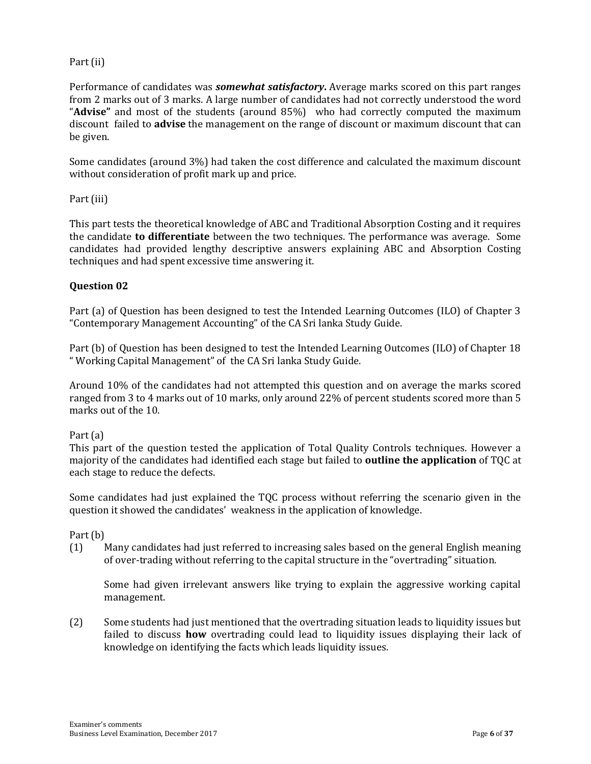Part (ii)

Performance of candidates was ***somewhat satisfactory***. Average marks scored on this part ranges from 2 marks out of 3 marks. A large number of candidates had not correctly understood the word "**Advise"** and most of the students (around 85%) who had correctly computed the maximum discount failed to **advise** the management on the range of discount or maximum discount that can be given.

Some candidates (around 3%) had taken the cost difference and calculated the maximum discount without consideration of profit mark up and price.

Part (iii)

This part tests the theoretical knowledge of ABC and Traditional Absorption Costing and it requires the candidate **to differentiate** between the two techniques. The performance was average. Some candidates had provided lengthy descriptive answers explaining ABC and Absorption Costing techniques and had spent excessive time answering it.

**Question 02**

Part (a) of Question has been designed to test the Intended Learning Outcomes (ILO) of Chapter 3 "Contemporary Management Accounting" of the CA Sri lanka Study Guide.

Part (b) of Question has been designed to test the Intended Learning Outcomes (ILO) of Chapter 18 " Working Capital Management" of the CA Sri lanka Study Guide.

Around 10% of the candidates had not attempted this question and on average the marks scored ranged from 3 to 4 marks out of 10 marks, only around 22% of percent students scored more than 5 marks out of the 10.

Part (a)

This part of the question tested the application of Total Quality Controls techniques. However a majority of the candidates had identified each stage but failed to **outline the application** of TQC at each stage to reduce the defects.

Some candidates had just explained the TQC process without referring the scenario given in the question it showed the candidates' weakness in the application of knowledge.

Part (b)

(1) Many candidates had just referred to increasing sales based on the general English meaning of over-trading without referring to the capital structure in the "overtrading" situation.

    Some had given irrelevant answers like trying to explain the aggressive working capital management.

(2) Some students had just mentioned that the overtrading situation leads to liquidity issues but failed to discuss **how** overtrading could lead to liquidity issues displaying their lack of knowledge on identifying the facts which leads liquidity issues.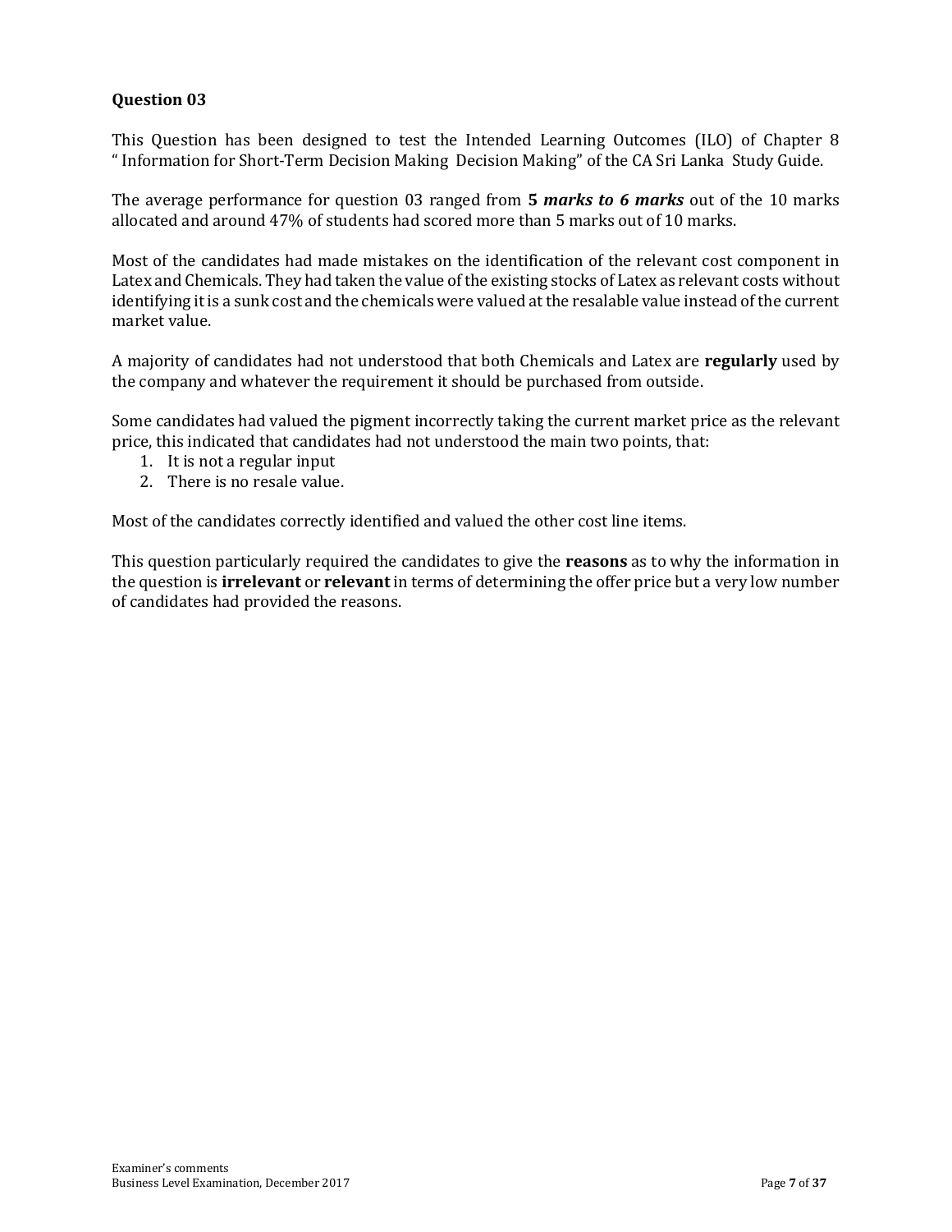**Question 03**

This Question has been designed to test the Intended Learning Outcomes (ILO) of Chapter 8 " Information for Short-Term Decision Making Decision Making" of the CA Sri Lanka Study Guide.

The average performance for question 03 ranged from **5 *marks to 6 marks*** out of the 10 marks allocated and around 47% of students had scored more than 5 marks out of 10 marks.

Most of the candidates had made mistakes on the identification of the relevant cost component in Latex and Chemicals. They had taken the value of the existing stocks of Latex as relevant costs without identifying it is a sunk cost and the chemicals were valued at the resalable value instead of the current market value.

A majority of candidates had not understood that both Chemicals and Latex are **regularly** used by the company and whatever the requirement it should be purchased from outside.

Some candidates had valued the pigment incorrectly taking the current market price as the relevant price, this indicated that candidates had not understood the main two points, that:

1. It is not a regular input
2. There is no resale value.

Most of the candidates correctly identified and valued the other cost line items.

This question particularly required the candidates to give the **reasons** as to why the information in the question is **irrelevant** or **relevant** in terms of determining the offer price but a very low number of candidates had provided the reasons.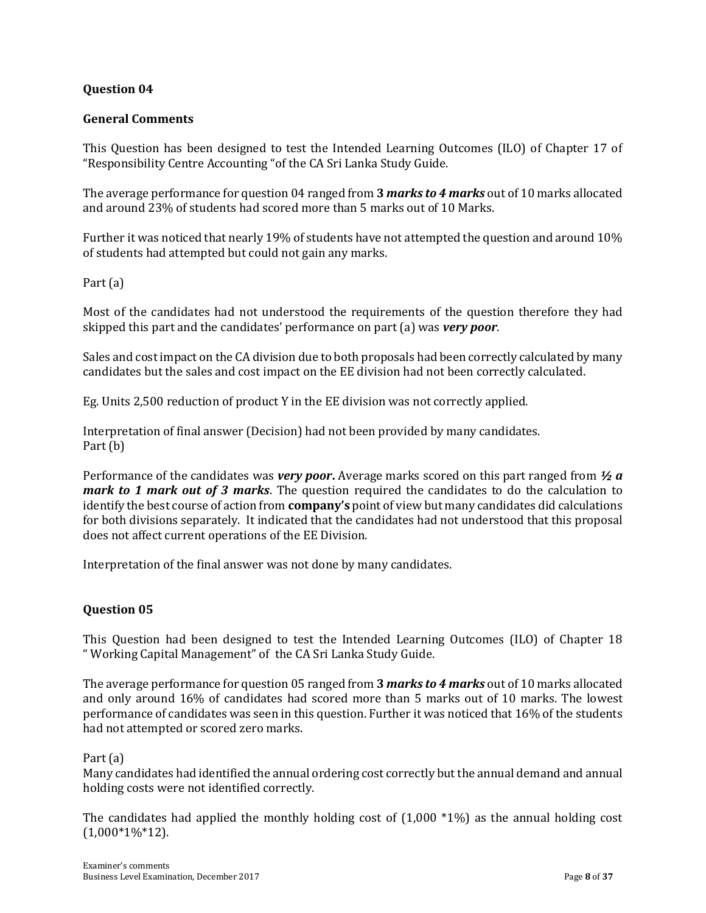### Question 04

### General Comments

This Question has been designed to test the Intended Learning Outcomes (ILO) of Chapter 17 of "Responsibility Centre Accounting "of the CA Sri Lanka Study Guide.

The average performance for question 04 ranged from **3 *marks to 4 marks*** out of 10 marks allocated and around 23% of students had scored more than 5 marks out of 10 Marks.

Further it was noticed that nearly 19% of students have not attempted the question and around 10% of students had attempted but could not gain any marks.

Part (a)

Most of the candidates had not understood the requirements of the question therefore they had skipped this part and the candidates' performance on part (a) was ***very poor***.

Sales and cost impact on the CA division due to both proposals had been correctly calculated by many candidates but the sales and cost impact on the EE division had not been correctly calculated.

Eg. Units 2,500 reduction of product Y in the EE division was not correctly applied.

Interpretation of final answer (Decision) had not been provided by many candidates.
Part (b)

Performance of the candidates was ***very poor*.** Average marks scored on this part ranged from ***½ a mark to 1 mark out of 3 marks***. The question required the candidates to do the calculation to identify the best course of action from **company's** point of view but many candidates did calculations for both divisions separately. It indicated that the candidates had not understood that this proposal does not affect current operations of the EE Division.

Interpretation of the final answer was not done by many candidates.

### Question 05

This Question had been designed to test the Intended Learning Outcomes (ILO) of Chapter 18 " Working Capital Management" of the CA Sri Lanka Study Guide.

The average performance for question 05 ranged from **3 *marks to 4 marks*** out of 10 marks allocated and only around 16% of candidates had scored more than 5 marks out of 10 marks. The lowest performance of candidates was seen in this question. Further it was noticed that 16% of the students had not attempted or scored zero marks.

Part (a)
Many candidates had identified the annual ordering cost correctly but the annual demand and annual holding costs were not identified correctly.

The candidates had applied the monthly holding cost of (1,000 *1%) as the annual holding cost (1,000*1%*12).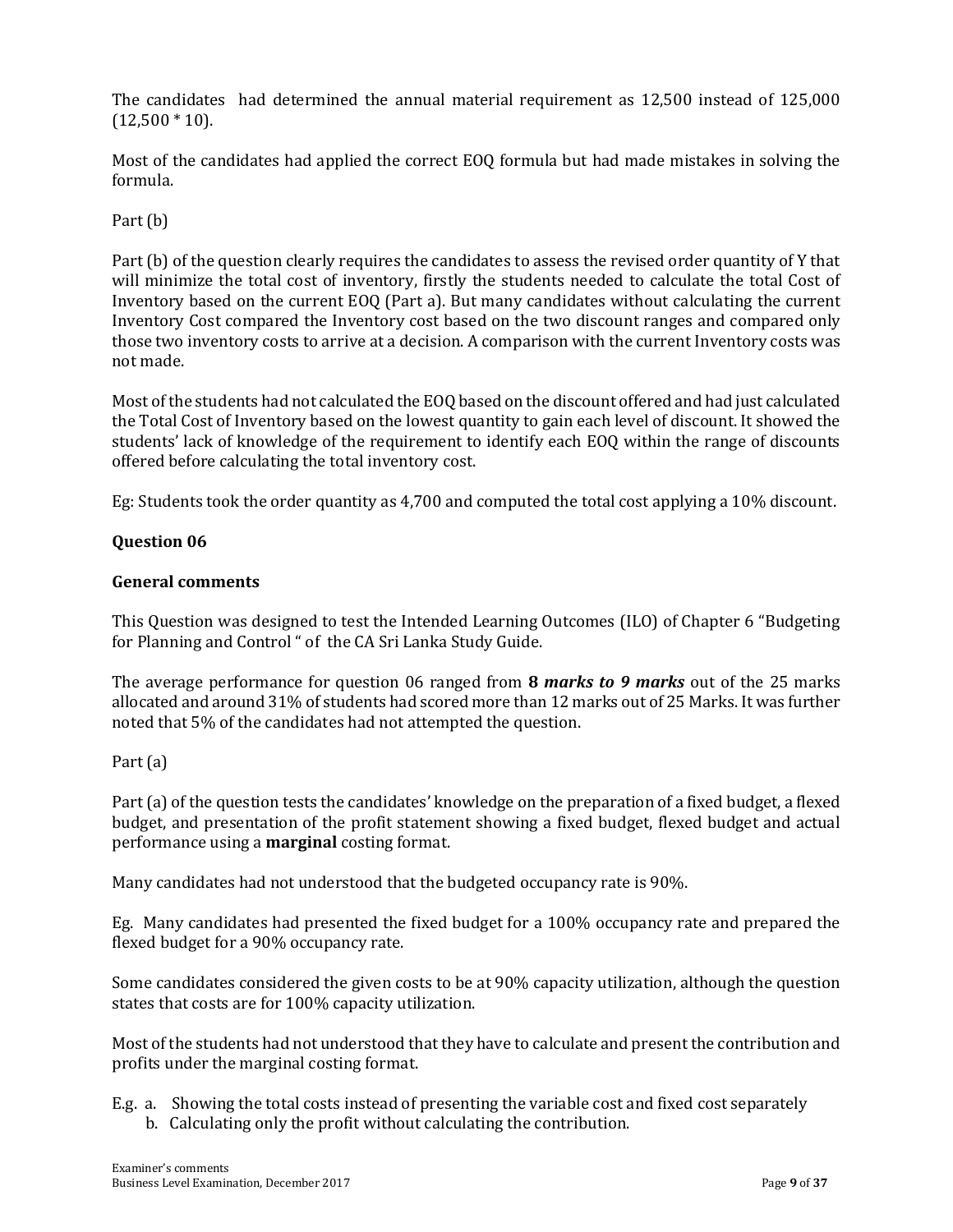The candidates had determined the annual material requirement as 12,500 instead of 125,000 (12,500 * 10).

Most of the candidates had applied the correct EOQ formula but had made mistakes in solving the formula.

Part (b)

Part (b) of the question clearly requires the candidates to assess the revised order quantity of Y that will minimize the total cost of inventory, firstly the students needed to calculate the total Cost of Inventory based on the current EOQ (Part a). But many candidates without calculating the current Inventory Cost compared the Inventory cost based on the two discount ranges and compared only those two inventory costs to arrive at a decision. A comparison with the current Inventory costs was not made.

Most of the students had not calculated the EOQ based on the discount offered and had just calculated the Total Cost of Inventory based on the lowest quantity to gain each level of discount. It showed the students' lack of knowledge of the requirement to identify each EOQ within the range of discounts offered before calculating the total inventory cost.

Eg: Students took the order quantity as 4,700 and computed the total cost applying a 10% discount.

### Question 06

#### General comments

This Question was designed to test the Intended Learning Outcomes (ILO) of Chapter 6 "Budgeting for Planning and Control " of the CA Sri Lanka Study Guide.

The average performance for question 06 ranged from **8 *marks to 9 marks*** out of the 25 marks allocated and around 31% of students had scored more than 12 marks out of 25 Marks. It was further noted that 5% of the candidates had not attempted the question.

Part (a)

Part (a) of the question tests the candidates' knowledge on the preparation of a fixed budget, a flexed budget, and presentation of the profit statement showing a fixed budget, flexed budget and actual performance using a **marginal** costing format.

Many candidates had not understood that the budgeted occupancy rate is 90%.

Eg. Many candidates had presented the fixed budget for a 100% occupancy rate and prepared the flexed budget for a 90% occupancy rate.

Some candidates considered the given costs to be at 90% capacity utilization, although the question states that costs are for 100% capacity utilization.

Most of the students had not understood that they have to calculate and present the contribution and profits under the marginal costing format.

E.g. a. Showing the total costs instead of presenting the variable cost and fixed cost separately
b. Calculating only the profit without calculating the contribution.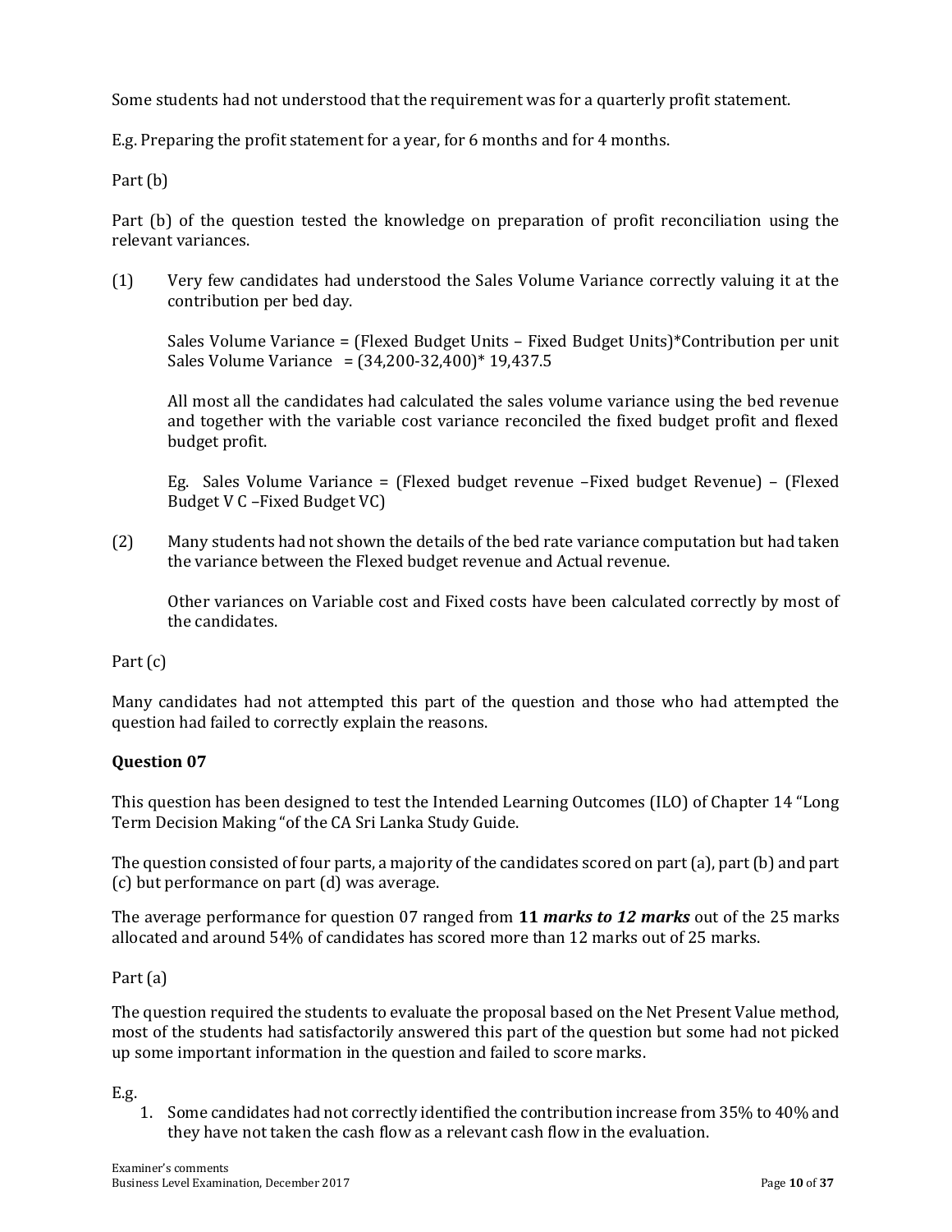Some students had not understood that the requirement was for a quarterly profit statement.

E.g. Preparing the profit statement for a year, for 6 months and for 4 months.

Part (b)

Part (b) of the question tested the knowledge on preparation of profit reconciliation using the relevant variances.

(1) Very few candidates had understood the Sales Volume Variance correctly valuing it at the contribution per bed day.

Sales Volume Variance = (Flexed Budget Units – Fixed Budget Units)*Contribution per unit
Sales Volume Variance = (34,200-32,400)* 19,437.5

All most all the candidates had calculated the sales volume variance using the bed revenue and together with the variable cost variance reconciled the fixed budget profit and flexed budget profit.

Eg. Sales Volume Variance = (Flexed budget revenue –Fixed budget Revenue) – (Flexed Budget V C –Fixed Budget VC)

(2) Many students had not shown the details of the bed rate variance computation but had taken the variance between the Flexed budget revenue and Actual revenue.

Other variances on Variable cost and Fixed costs have been calculated correctly by most of the candidates.

Part (c)

Many candidates had not attempted this part of the question and those who had attempted the question had failed to correctly explain the reasons.

**Question 07**

This question has been designed to test the Intended Learning Outcomes (ILO) of Chapter 14 "Long Term Decision Making "of the CA Sri Lanka Study Guide.

The question consisted of four parts, a majority of the candidates scored on part (a), part (b) and part (c) but performance on part (d) was average.

The average performance for question 07 ranged from **11 *marks to 12 marks*** out of the 25 marks allocated and around 54% of candidates has scored more than 12 marks out of 25 marks.

Part (a)

The question required the students to evaluate the proposal based on the Net Present Value method, most of the students had satisfactorily answered this part of the question but some had not picked up some important information in the question and failed to score marks.

E.g.

1. Some candidates had not correctly identified the contribution increase from 35% to 40% and they have not taken the cash flow as a relevant cash flow in the evaluation.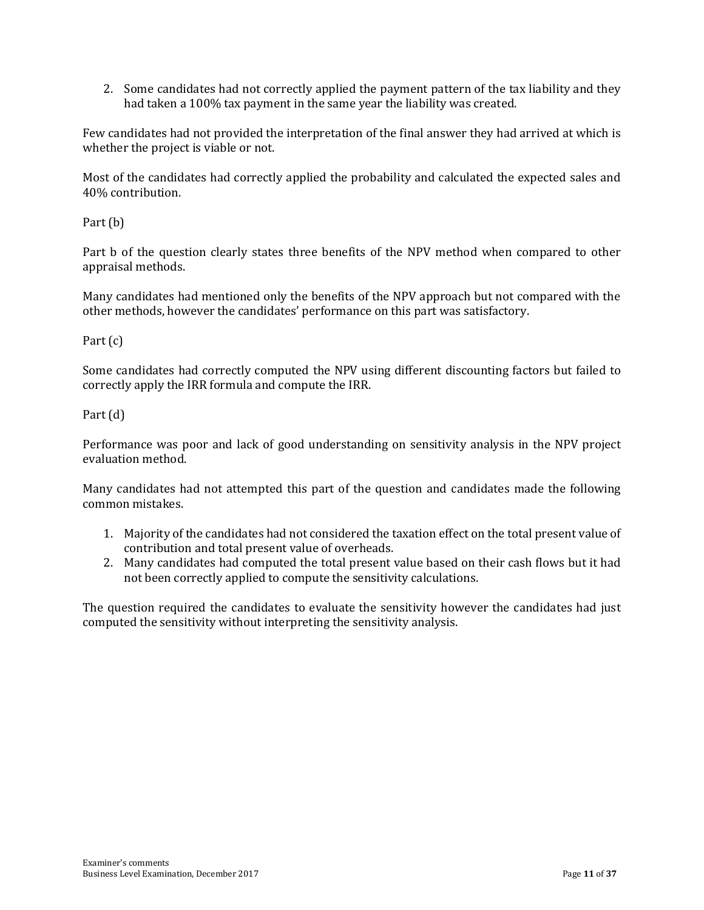2. Some candidates had not correctly applied the payment pattern of the tax liability and they had taken a 100% tax payment in the same year the liability was created.

Few candidates had not provided the interpretation of the final answer they had arrived at which is whether the project is viable or not.

Most of the candidates had correctly applied the probability and calculated the expected sales and 40% contribution.

Part (b)

Part b of the question clearly states three benefits of the NPV method when compared to other appraisal methods.

Many candidates had mentioned only the benefits of the NPV approach but not compared with the other methods, however the candidates' performance on this part was satisfactory.

Part (c)

Some candidates had correctly computed the NPV using different discounting factors but failed to correctly apply the IRR formula and compute the IRR.

Part (d)

Performance was poor and lack of good understanding on sensitivity analysis in the NPV project evaluation method.

Many candidates had not attempted this part of the question and candidates made the following common mistakes.

1. Majority of the candidates had not considered the taxation effect on the total present value of contribution and total present value of overheads.
2. Many candidates had computed the total present value based on their cash flows but it had not been correctly applied to compute the sensitivity calculations.

The question required the candidates to evaluate the sensitivity however the candidates had just computed the sensitivity without interpreting the sensitivity analysis.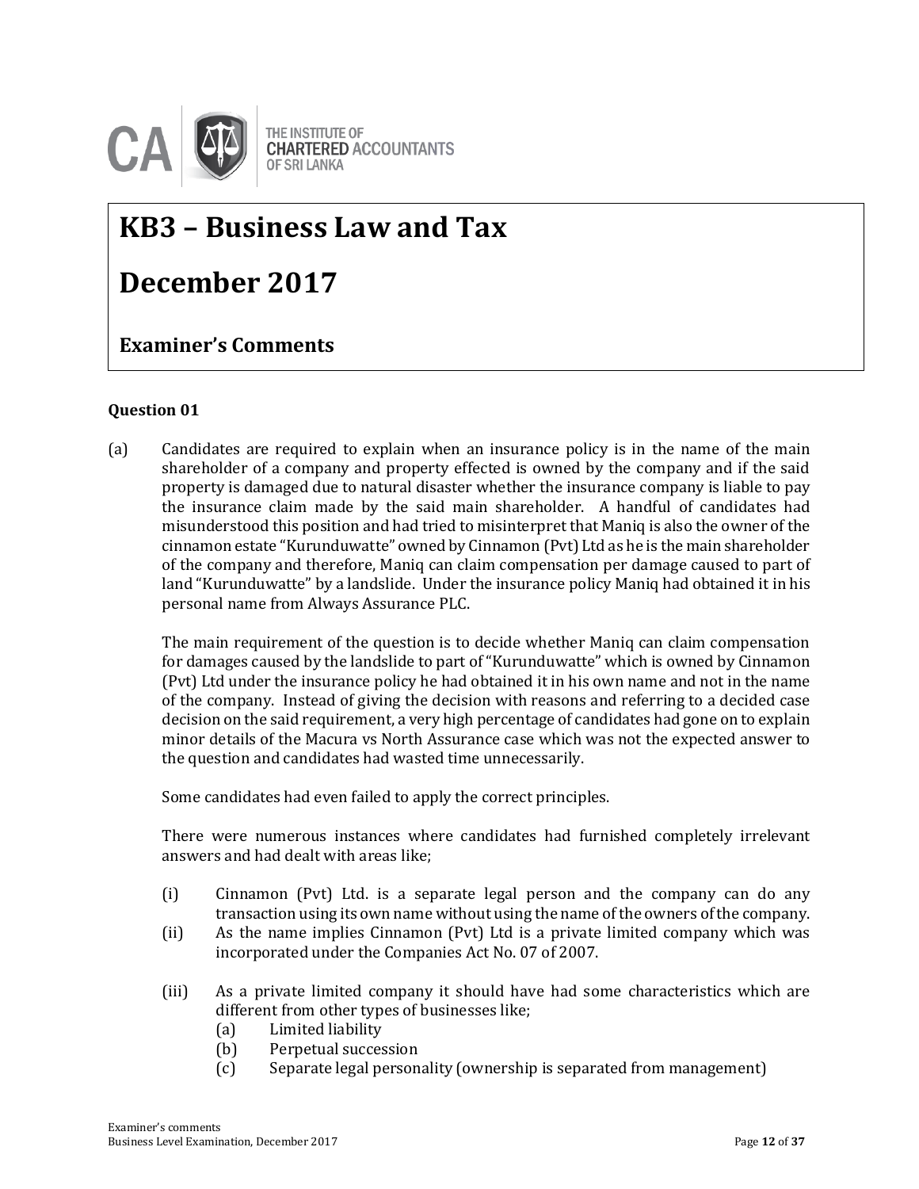THE INSTITUTE OF
**CHARTERED** ACCOUNTANTS
OF SRI LANKA

# KB3 – Business Law and Tax

# December 2017

## Examiner's Comments

**Question 01**

(a) Candidates are required to explain when an insurance policy is in the name of the main shareholder of a company and property effected is owned by the company and if the said property is damaged due to natural disaster whether the insurance company is liable to pay the insurance claim made by the said main shareholder. A handful of candidates had misunderstood this position and had tried to misinterpret that Maniq is also the owner of the cinnamon estate "Kurunduwatte" owned by Cinnamon (Pvt) Ltd as he is the main shareholder of the company and therefore, Maniq can claim compensation per damage caused to part of land "Kurunduwatte" by a landslide. Under the insurance policy Maniq had obtained it in his personal name from Always Assurance PLC.

The main requirement of the question is to decide whether Maniq can claim compensation for damages caused by the landslide to part of "Kurunduwatte" which is owned by Cinnamon (Pvt) Ltd under the insurance policy he had obtained it in his own name and not in the name of the company. Instead of giving the decision with reasons and referring to a decided case decision on the said requirement, a very high percentage of candidates had gone on to explain minor details of the Macura vs North Assurance case which was not the expected answer to the question and candidates had wasted time unnecessarily.

Some candidates had even failed to apply the correct principles.

There were numerous instances where candidates had furnished completely irrelevant answers and had dealt with areas like;

(i) Cinnamon (Pvt) Ltd. is a separate legal person and the company can do any transaction using its own name without using the name of the owners of the company.

(ii) As the name implies Cinnamon (Pvt) Ltd is a private limited company which was incorporated under the Companies Act No. 07 of 2007.

(iii) As a private limited company it should have had some characteristics which are different from other types of businesses like;

   (a) Limited liability
   (b) Perpetual succession
   (c) Separate legal personality (ownership is separated from management)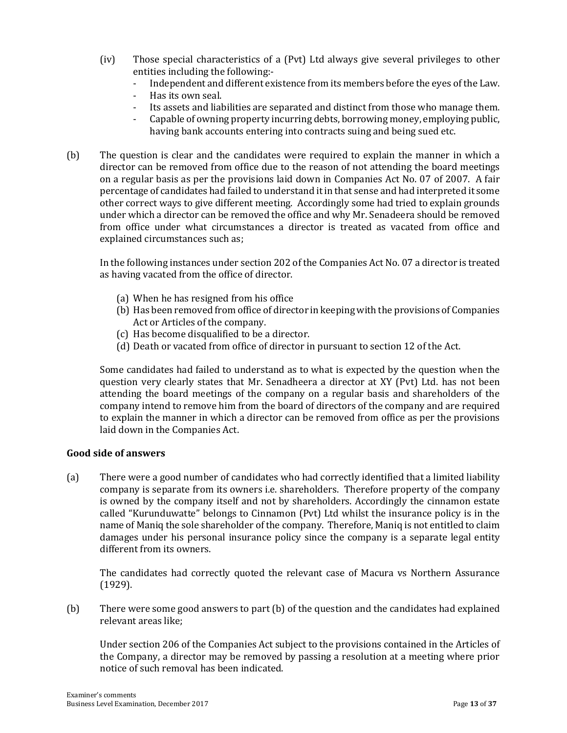(iv) Those special characteristics of a (Pvt) Ltd always give several privileges to other entities including the following:-
   - Independent and different existence from its members before the eyes of the Law.
   - Has its own seal.
   - Its assets and liabilities are separated and distinct from those who manage them.
   - Capable of owning property incurring debts, borrowing money, employing public, having bank accounts entering into contracts suing and being sued etc.

(b) The question is clear and the candidates were required to explain the manner in which a director can be removed from office due to the reason of not attending the board meetings on a regular basis as per the provisions laid down in Companies Act No. 07 of 2007. A fair percentage of candidates had failed to understand it in that sense and had interpreted it some other correct ways to give different meeting. Accordingly some had tried to explain grounds under which a director can be removed the office and why Mr. Senadeera should be removed from office under what circumstances a director is treated as vacated from office and explained circumstances such as;

In the following instances under section 202 of the Companies Act No. 07 a director is treated as having vacated from the office of director.

(a) When he has resigned from his office
(b) Has been removed from office of director in keeping with the provisions of Companies Act or Articles of the company.
(c) Has become disqualified to be a director.
(d) Death or vacated from office of director in pursuant to section 12 of the Act.

Some candidates had failed to understand as to what is expected by the question when the question very clearly states that Mr. Senadheera a director at XY (Pvt) Ltd. has not been attending the board meetings of the company on a regular basis and shareholders of the company intend to remove him from the board of directors of the company and are required to explain the manner in which a director can be removed from office as per the provisions laid down in the Companies Act.

**Good side of answers**

(a) There were a good number of candidates who had correctly identified that a limited liability company is separate from its owners i.e. shareholders. Therefore property of the company is owned by the company itself and not by shareholders. Accordingly the cinnamon estate called "Kurunduwatte" belongs to Cinnamon (Pvt) Ltd whilst the insurance policy is in the name of Maniq the sole shareholder of the company. Therefore, Maniq is not entitled to claim damages under his personal insurance policy since the company is a separate legal entity different from its owners.

The candidates had correctly quoted the relevant case of Macura vs Northern Assurance (1929).

(b) There were some good answers to part (b) of the question and the candidates had explained relevant areas like;

Under section 206 of the Companies Act subject to the provisions contained in the Articles of the Company, a director may be removed by passing a resolution at a meeting where prior notice of such removal has been indicated.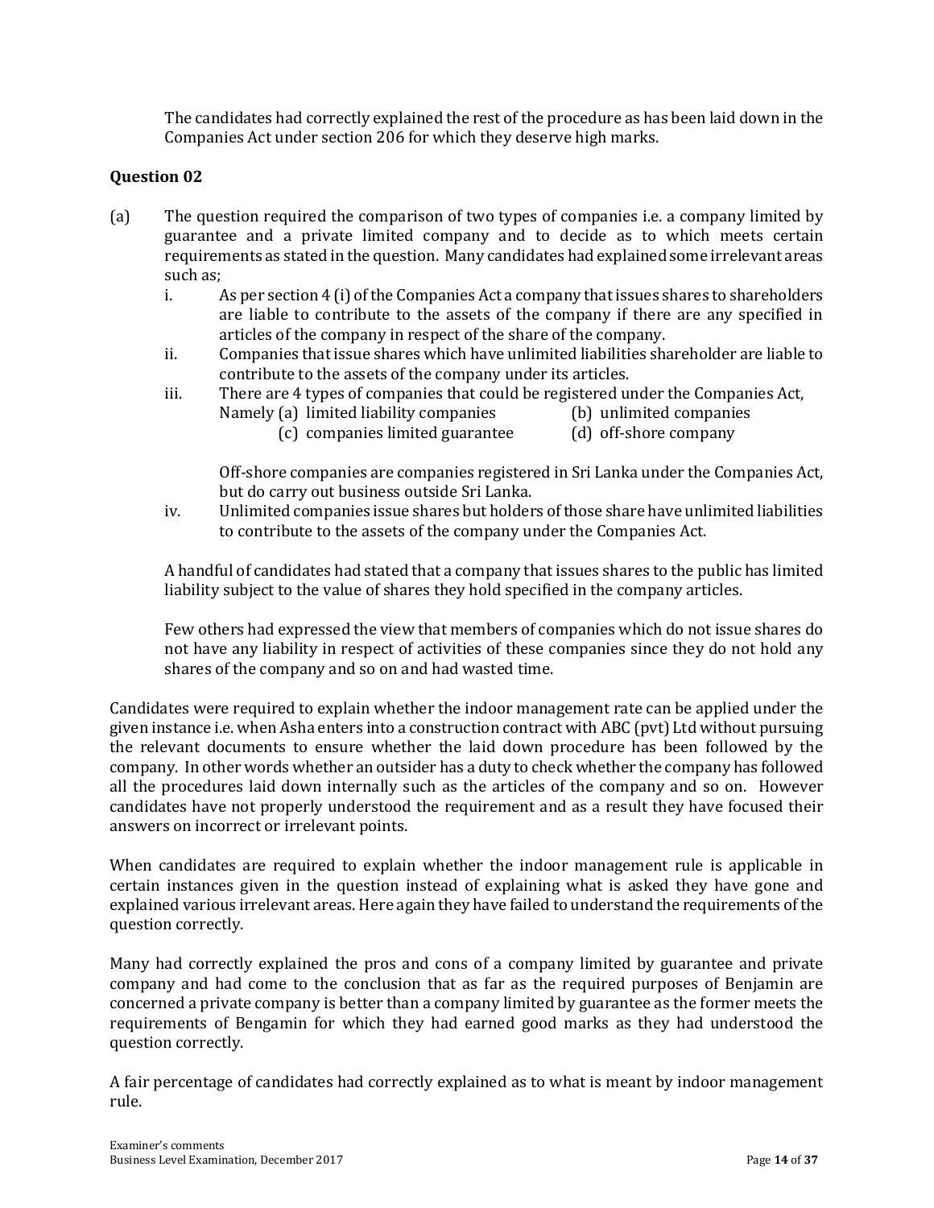The candidates had correctly explained the rest of the procedure as has been laid down in the Companies Act under section 206 for which they deserve high marks.

**Question 02**

(a) The question required the comparison of two types of companies i.e. a company limited by guarantee and a private limited company and to decide as to which meets certain requirements as stated in the question. Many candidates had explained some irrelevant areas such as;

i. As per section 4 (i) of the Companies Act a company that issues shares to shareholders are liable to contribute to the assets of the company if there are any specified in articles of the company in respect of the share of the company.

ii. Companies that issue shares which have unlimited liabilities shareholder are liable to contribute to the assets of the company under its articles.

iii. There are 4 types of companies that could be registered under the Companies Act, Namely (a) limited liability companies (b) unlimited companies (c) companies limited guarantee (d) off-shore company

   Off-shore companies are companies registered in Sri Lanka under the Companies Act, but do carry out business outside Sri Lanka.

iv. Unlimited companies issue shares but holders of those share have unlimited liabilities to contribute to the assets of the company under the Companies Act.

A handful of candidates had stated that a company that issues shares to the public has limited liability subject to the value of shares they hold specified in the company articles.

Few others had expressed the view that members of companies which do not issue shares do not have any liability in respect of activities of these companies since they do not hold any shares of the company and so on and had wasted time.

Candidates were required to explain whether the indoor management rate can be applied under the given instance i.e. when Asha enters into a construction contract with ABC (pvt) Ltd without pursuing the relevant documents to ensure whether the laid down procedure has been followed by the company. In other words whether an outsider has a duty to check whether the company has followed all the procedures laid down internally such as the articles of the company and so on. However candidates have not properly understood the requirement and as a result they have focused their answers on incorrect or irrelevant points.

When candidates are required to explain whether the indoor management rule is applicable in certain instances given in the question instead of explaining what is asked they have gone and explained various irrelevant areas. Here again they have failed to understand the requirements of the question correctly.

Many had correctly explained the pros and cons of a company limited by guarantee and private company and had come to the conclusion that as far as the required purposes of Benjamin are concerned a private company is better than a company limited by guarantee as the former meets the requirements of Bengamin for which they had earned good marks as they had understood the question correctly.

A fair percentage of candidates had correctly explained as to what is meant by indoor management rule.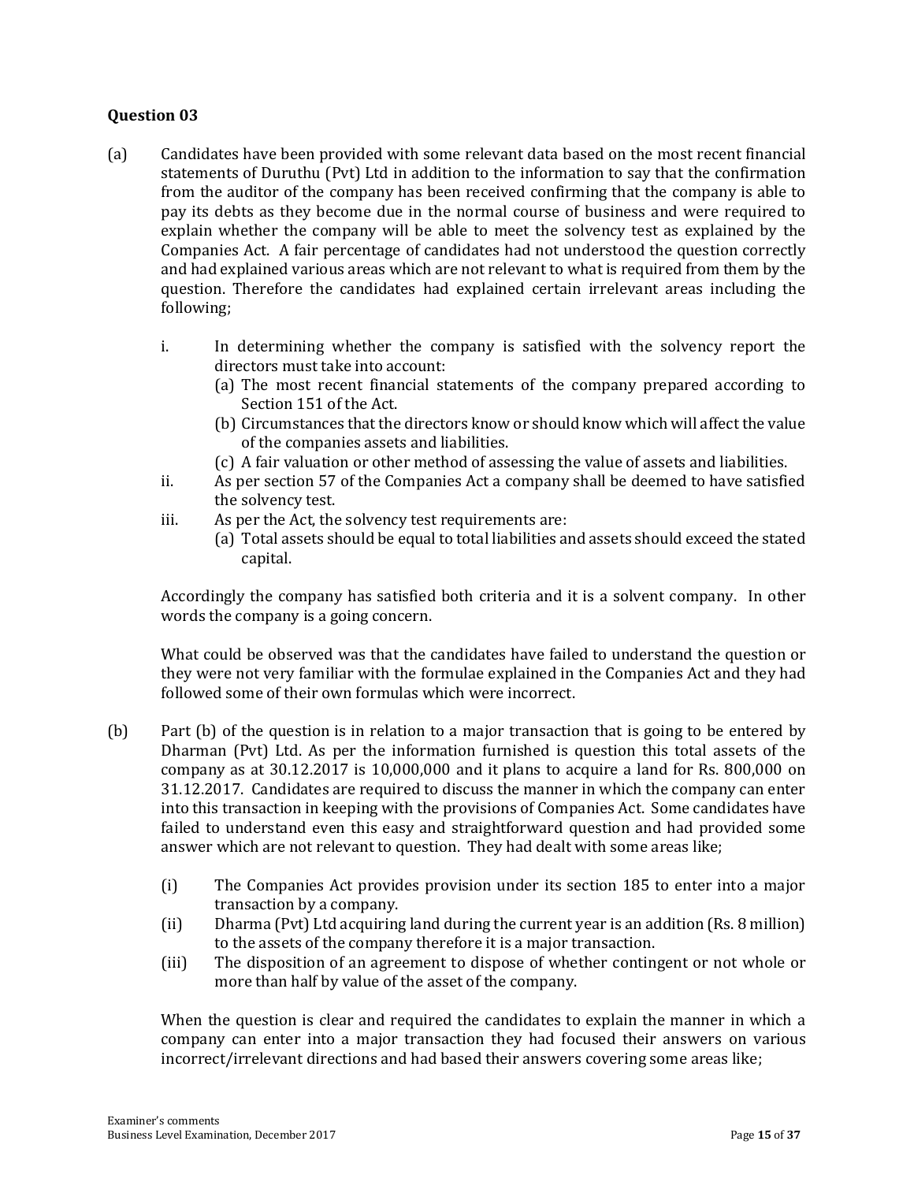## Question 03

(a) Candidates have been provided with some relevant data based on the most recent financial statements of Duruthu (Pvt) Ltd in addition to the information to say that the confirmation from the auditor of the company has been received confirming that the company is able to pay its debts as they become due in the normal course of business and were required to explain whether the company will be able to meet the solvency test as explained by the Companies Act. A fair percentage of candidates had not understood the question correctly and had explained various areas which are not relevant to what is required from them by the question. Therefore the candidates had explained certain irrelevant areas including the following;

i. In determining whether the company is satisfied with the solvency report the directors must take into account:
   (a) The most recent financial statements of the company prepared according to Section 151 of the Act.
   (b) Circumstances that the directors know or should know which will affect the value of the companies assets and liabilities.
   (c) A fair valuation or other method of assessing the value of assets and liabilities.

ii. As per section 57 of the Companies Act a company shall be deemed to have satisfied the solvency test.

iii. As per the Act, the solvency test requirements are:
   (a) Total assets should be equal to total liabilities and assets should exceed the stated capital.

Accordingly the company has satisfied both criteria and it is a solvent company. In other words the company is a going concern.

What could be observed was that the candidates have failed to understand the question or they were not very familiar with the formulae explained in the Companies Act and they had followed some of their own formulas which were incorrect.

(b) Part (b) of the question is in relation to a major transaction that is going to be entered by Dharman (Pvt) Ltd. As per the information furnished is question this total assets of the company as at 30.12.2017 is 10,000,000 and it plans to acquire a land for Rs. 800,000 on 31.12.2017. Candidates are required to discuss the manner in which the company can enter into this transaction in keeping with the provisions of Companies Act. Some candidates have failed to understand even this easy and straightforward question and had provided some answer which are not relevant to question. They had dealt with some areas like;

(i) The Companies Act provides provision under its section 185 to enter into a major transaction by a company.

(ii) Dharma (Pvt) Ltd acquiring land during the current year is an addition (Rs. 8 million) to the assets of the company therefore it is a major transaction.

(iii) The disposition of an agreement to dispose of whether contingent or not whole or more than half by value of the asset of the company.

When the question is clear and required the candidates to explain the manner in which a company can enter into a major transaction they had focused their answers on various incorrect/irrelevant directions and had based their answers covering some areas like;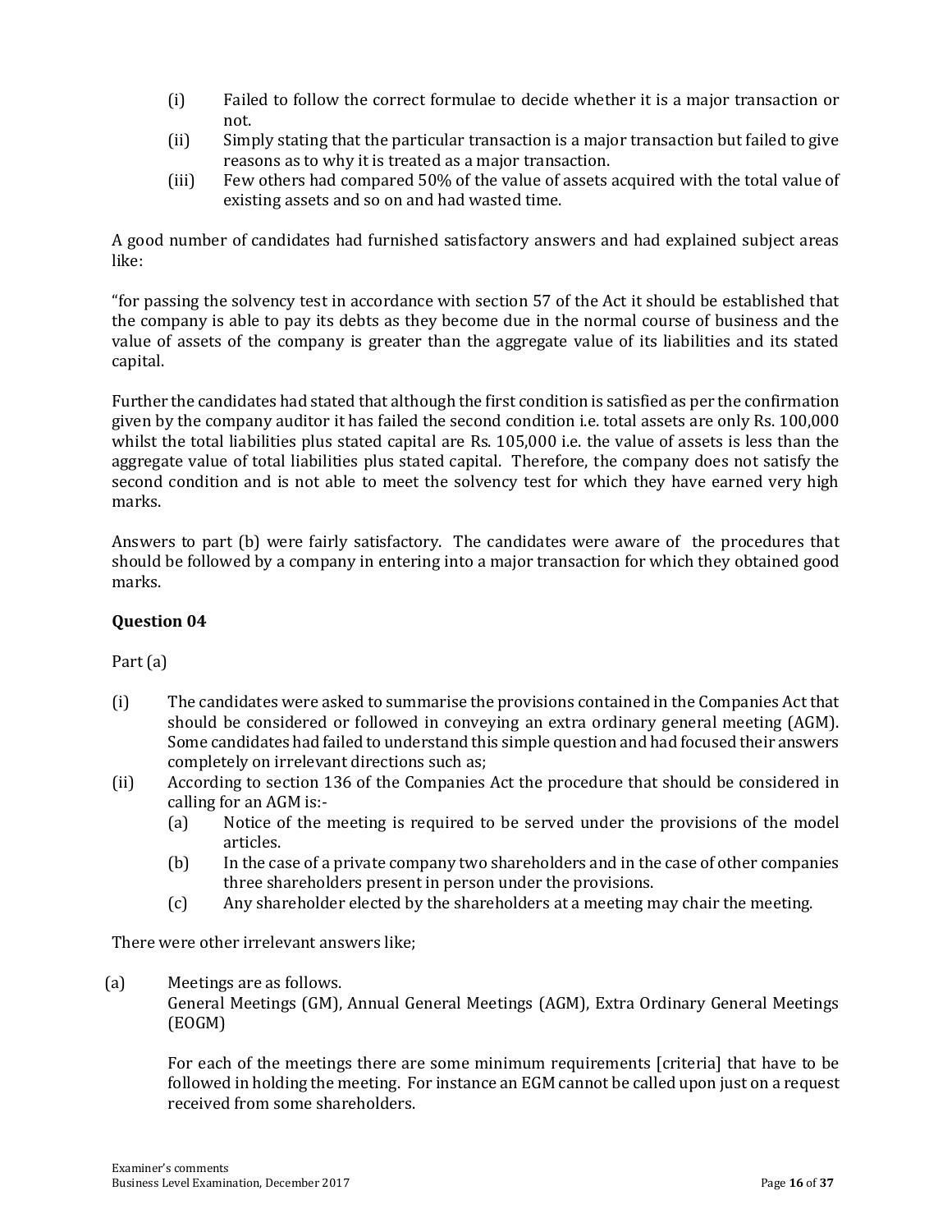(i) Failed to follow the correct formulae to decide whether it is a major transaction or not.

(ii) Simply stating that the particular transaction is a major transaction but failed to give reasons as to why it is treated as a major transaction.

(iii) Few others had compared 50% of the value of assets acquired with the total value of existing assets and so on and had wasted time.

A good number of candidates had furnished satisfactory answers and had explained subject areas like:

"for passing the solvency test in accordance with section 57 of the Act it should be established that the company is able to pay its debts as they become due in the normal course of business and the value of assets of the company is greater than the aggregate value of its liabilities and its stated capital.

Further the candidates had stated that although the first condition is satisfied as per the confirmation given by the company auditor it has failed the second condition i.e. total assets are only Rs. 100,000 whilst the total liabilities plus stated capital are Rs. 105,000 i.e. the value of assets is less than the aggregate value of total liabilities plus stated capital. Therefore, the company does not satisfy the second condition and is not able to meet the solvency test for which they have earned very high marks.

Answers to part (b) were fairly satisfactory. The candidates were aware of the procedures that should be followed by a company in entering into a major transaction for which they obtained good marks.

### Question 04

Part (a)

(i) The candidates were asked to summarise the provisions contained in the Companies Act that should be considered or followed in conveying an extra ordinary general meeting (AGM). Some candidates had failed to understand this simple question and had focused their answers completely on irrelevant directions such as;

(ii) According to section 136 of the Companies Act the procedure that should be considered in calling for an AGM is:-
   - (a) Notice of the meeting is required to be served under the provisions of the model articles.
   - (b) In the case of a private company two shareholders and in the case of other companies three shareholders present in person under the provisions.
   - (c) Any shareholder elected by the shareholders at a meeting may chair the meeting.

There were other irrelevant answers like;

(a) Meetings are as follows.
General Meetings (GM), Annual General Meetings (AGM), Extra Ordinary General Meetings (EOGM)

For each of the meetings there are some minimum requirements [criteria] that have to be followed in holding the meeting. For instance an EGM cannot be called upon just on a request received from some shareholders.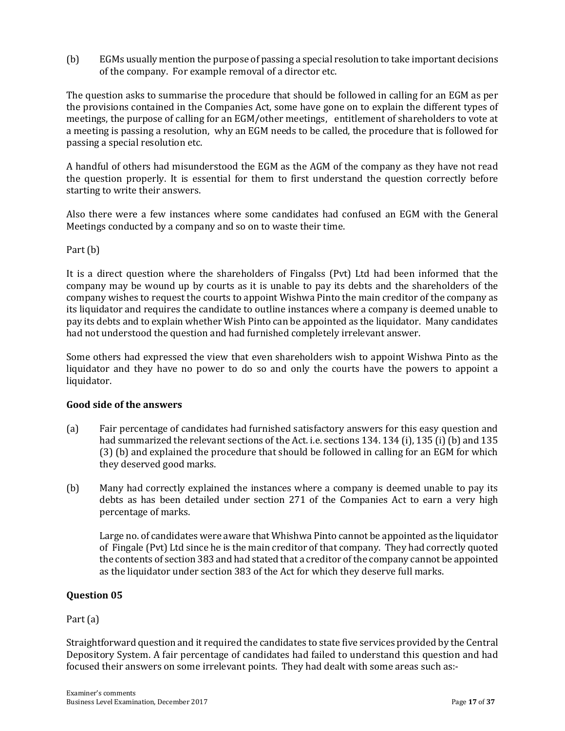(b) EGMs usually mention the purpose of passing a special resolution to take important decisions of the company. For example removal of a director etc.

The question asks to summarise the procedure that should be followed in calling for an EGM as per the provisions contained in the Companies Act, some have gone on to explain the different types of meetings, the purpose of calling for an EGM/other meetings, entitlement of shareholders to vote at a meeting is passing a resolution, why an EGM needs to be called, the procedure that is followed for passing a special resolution etc.

A handful of others had misunderstood the EGM as the AGM of the company as they have not read the question properly. It is essential for them to first understand the question correctly before starting to write their answers.

Also there were a few instances where some candidates had confused an EGM with the General Meetings conducted by a company and so on to waste their time.

Part (b)

It is a direct question where the shareholders of Fingalss (Pvt) Ltd had been informed that the company may be wound up by courts as it is unable to pay its debts and the shareholders of the company wishes to request the courts to appoint Wishwa Pinto the main creditor of the company as its liquidator and requires the candidate to outline instances where a company is deemed unable to pay its debts and to explain whether Wish Pinto can be appointed as the liquidator. Many candidates had not understood the question and had furnished completely irrelevant answer.

Some others had expressed the view that even shareholders wish to appoint Wishwa Pinto as the liquidator and they have no power to do so and only the courts have the powers to appoint a liquidator.

**Good side of the answers**

(a) Fair percentage of candidates had furnished satisfactory answers for this easy question and had summarized the relevant sections of the Act. i.e. sections 134. 134 (i), 135 (i) (b) and 135 (3) (b) and explained the procedure that should be followed in calling for an EGM for which they deserved good marks.

(b) Many had correctly explained the instances where a company is deemed unable to pay its debts as has been detailed under section 271 of the Companies Act to earn a very high percentage of marks.

Large no. of candidates were aware that Whishwa Pinto cannot be appointed as the liquidator of Fingale (Pvt) Ltd since he is the main creditor of that company. They had correctly quoted the contents of section 383 and had stated that a creditor of the company cannot be appointed as the liquidator under section 383 of the Act for which they deserve full marks.

**Question 05**

Part (a)

Straightforward question and it required the candidates to state five services provided by the Central Depository System. A fair percentage of candidates had failed to understand this question and had focused their answers on some irrelevant points. They had dealt with some areas such as:-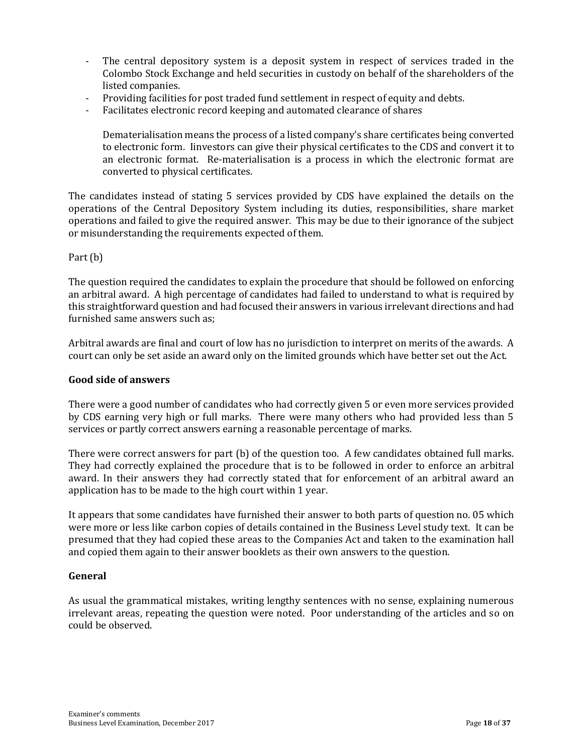- The central depository system is a deposit system in respect of services traded in the Colombo Stock Exchange and held securities in custody on behalf of the shareholders of the listed companies.
- Providing facilities for post traded fund settlement in respect of equity and debts.
- Facilitates electronic record keeping and automated clearance of shares

  Dematerialisation means the process of a listed company's share certificates being converted to electronic form. Iinvestors can give their physical certificates to the CDS and convert it to an electronic format. Re-materialisation is a process in which the electronic format are converted to physical certificates.

The candidates instead of stating 5 services provided by CDS have explained the details on the operations of the Central Depository System including its duties, responsibilities, share market operations and failed to give the required answer. This may be due to their ignorance of the subject or misunderstanding the requirements expected of them.

Part (b)

The question required the candidates to explain the procedure that should be followed on enforcing an arbitral award. A high percentage of candidates had failed to understand to what is required by this straightforward question and had focused their answers in various irrelevant directions and had furnished same answers such as;

Arbitral awards are final and court of low has no jurisdiction to interpret on merits of the awards. A court can only be set aside an award only on the limited grounds which have better set out the Act.

**Good side of answers**

There were a good number of candidates who had correctly given 5 or even more services provided by CDS earning very high or full marks. There were many others who had provided less than 5 services or partly correct answers earning a reasonable percentage of marks.

There were correct answers for part (b) of the question too. A few candidates obtained full marks. They had correctly explained the procedure that is to be followed in order to enforce an arbitral award. In their answers they had correctly stated that for enforcement of an arbitral award an application has to be made to the high court within 1 year.

It appears that some candidates have furnished their answer to both parts of question no. 05 which were more or less like carbon copies of details contained in the Business Level study text. It can be presumed that they had copied these areas to the Companies Act and taken to the examination hall and copied them again to their answer booklets as their own answers to the question.

**General**

As usual the grammatical mistakes, writing lengthy sentences with no sense, explaining numerous irrelevant areas, repeating the question were noted. Poor understanding of the articles and so on could be observed.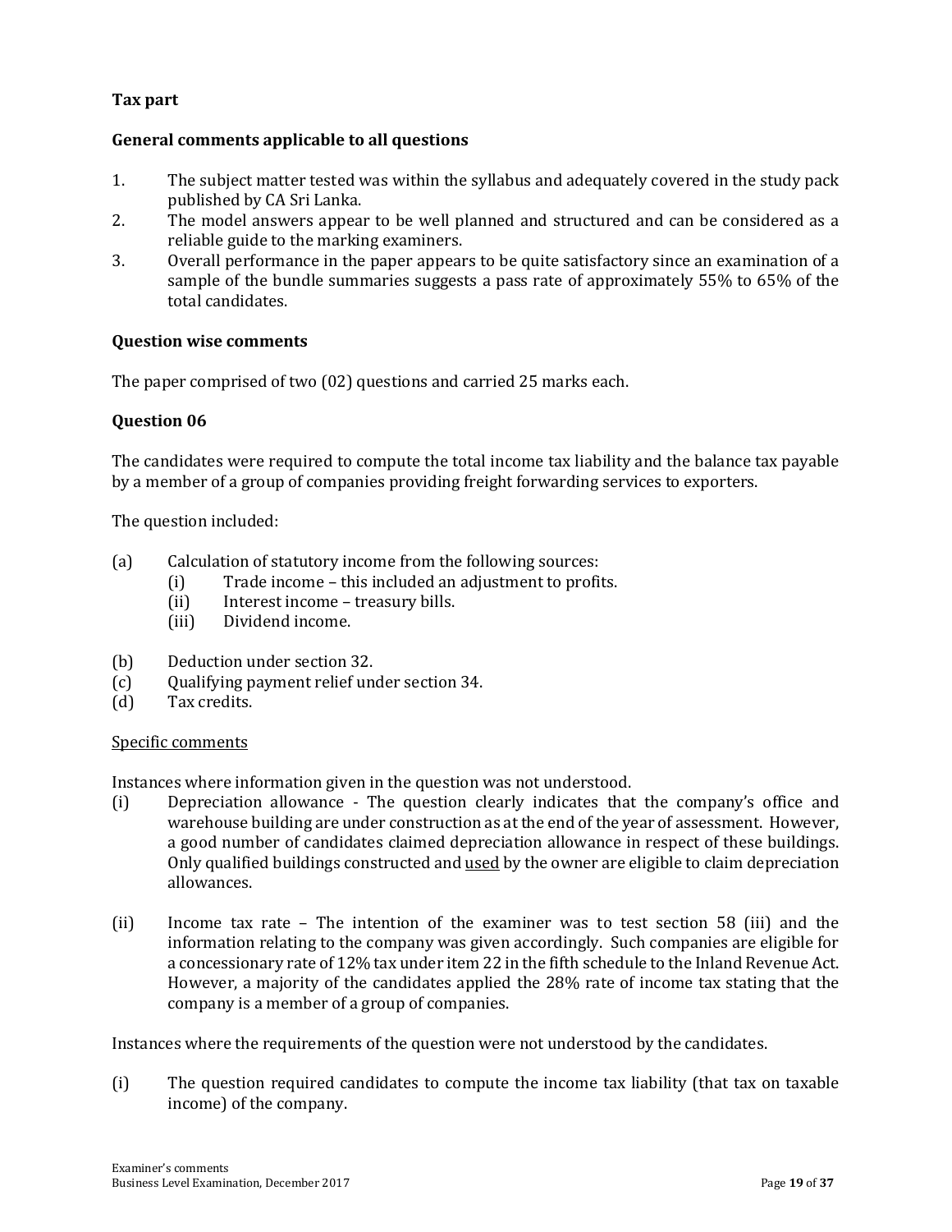**Tax part**

**General comments applicable to all questions**

1. The subject matter tested was within the syllabus and adequately covered in the study pack published by CA Sri Lanka.
2. The model answers appear to be well planned and structured and can be considered as a reliable guide to the marking examiners.
3. Overall performance in the paper appears to be quite satisfactory since an examination of a sample of the bundle summaries suggests a pass rate of approximately 55% to 65% of the total candidates.

**Question wise comments**

The paper comprised of two (02) questions and carried 25 marks each.

**Question 06**

The candidates were required to compute the total income tax liability and the balance tax payable by a member of a group of companies providing freight forwarding services to exporters.

The question included:

(a) Calculation of statutory income from the following sources:
    (i) Trade income – this included an adjustment to profits.
    (ii) Interest income – treasury bills.
    (iii) Dividend income.

(b) Deduction under section 32.
(c) Qualifying payment relief under section 34.
(d) Tax credits.

<u>Specific comments</u>

Instances where information given in the question was not understood.

(i) Depreciation allowance - The question clearly indicates that the company's office and warehouse building are under construction as at the end of the year of assessment. However, a good number of candidates claimed depreciation allowance in respect of these buildings. Only qualified buildings constructed and <u>used</u> by the owner are eligible to claim depreciation allowances.

(ii) Income tax rate – The intention of the examiner was to test section 58 (iii) and the information relating to the company was given accordingly. Such companies are eligible for a concessionary rate of 12% tax under item 22 in the fifth schedule to the Inland Revenue Act. However, a majority of the candidates applied the 28% rate of income tax stating that the company is a member of a group of companies.

Instances where the requirements of the question were not understood by the candidates.

(i) The question required candidates to compute the income tax liability (that tax on taxable income) of the company.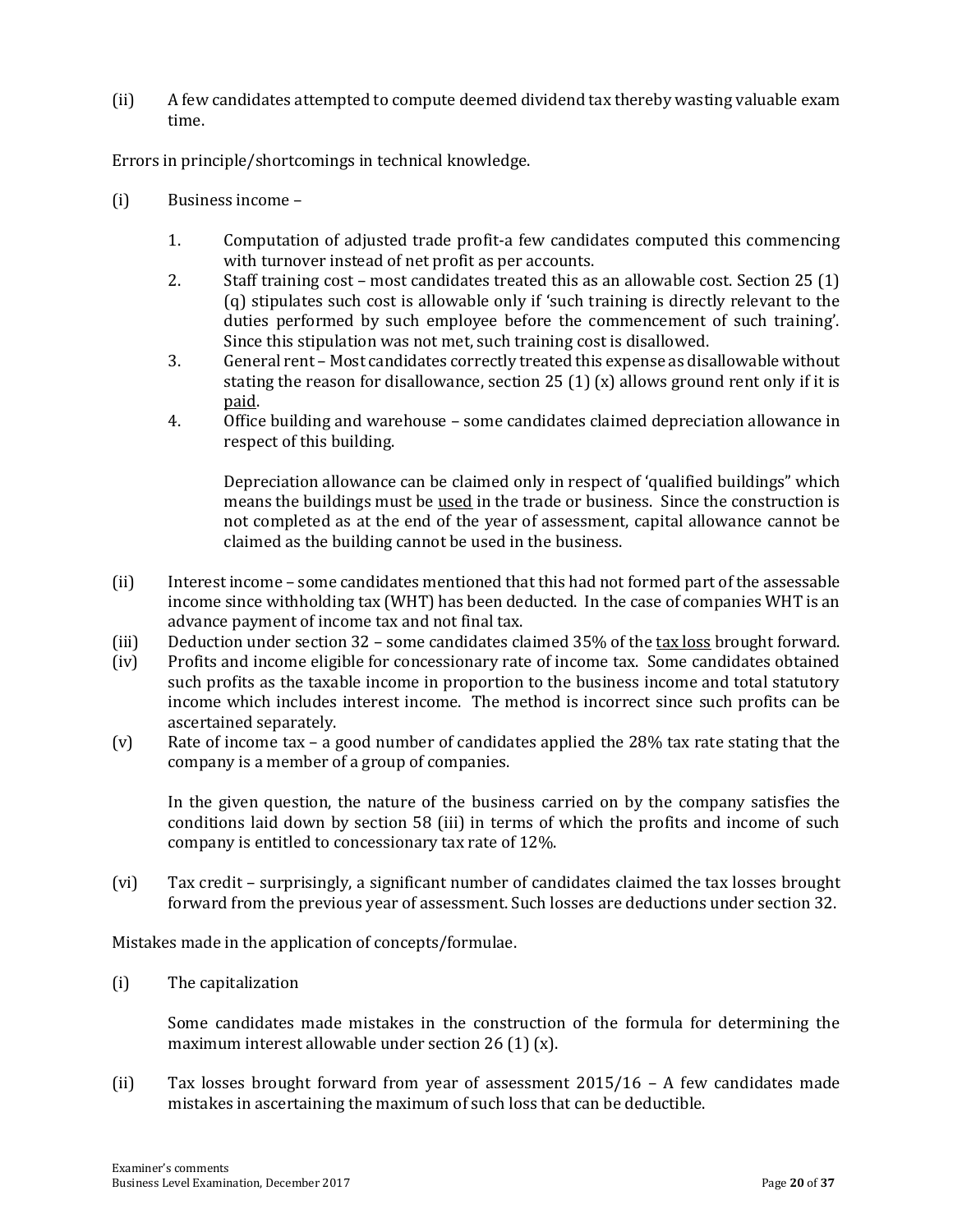(ii) A few candidates attempted to compute deemed dividend tax thereby wasting valuable exam time.

Errors in principle/shortcomings in technical knowledge.

(i) Business income –

1. Computation of adjusted trade profit-a few candidates computed this commencing with turnover instead of net profit as per accounts.
2. Staff training cost – most candidates treated this as an allowable cost. Section 25 (1) (q) stipulates such cost is allowable only if 'such training is directly relevant to the duties performed by such employee before the commencement of such training'. Since this stipulation was not met, such training cost is disallowed.
3. General rent – Most candidates correctly treated this expense as disallowable without stating the reason for disallowance, section 25 (1) (x) allows ground rent only if it is <u>paid</u>.
4. Office building and warehouse – some candidates claimed depreciation allowance in respect of this building.

   Depreciation allowance can be claimed only in respect of 'qualified buildings" which means the buildings must be <u>used</u> in the trade or business. Since the construction is not completed as at the end of the year of assessment, capital allowance cannot be claimed as the building cannot be used in the business.

(ii) Interest income – some candidates mentioned that this had not formed part of the assessable income since withholding tax (WHT) has been deducted. In the case of companies WHT is an advance payment of income tax and not final tax.

(iii) Deduction under section 32 – some candidates claimed 35% of the <u>tax loss</u> brought forward.

(iv) Profits and income eligible for concessionary rate of income tax. Some candidates obtained such profits as the taxable income in proportion to the business income and total statutory income which includes interest income. The method is incorrect since such profits can be ascertained separately.

(v) Rate of income tax – a good number of candidates applied the 28% tax rate stating that the company is a member of a group of companies.

   In the given question, the nature of the business carried on by the company satisfies the conditions laid down by section 58 (iii) in terms of which the profits and income of such company is entitled to concessionary tax rate of 12%.

(vi) Tax credit – surprisingly, a significant number of candidates claimed the tax losses brought forward from the previous year of assessment. Such losses are deductions under section 32.

Mistakes made in the application of concepts/formulae.

(i) The capitalization

   Some candidates made mistakes in the construction of the formula for determining the maximum interest allowable under section 26 (1) (x).

(ii) Tax losses brought forward from year of assessment 2015/16 – A few candidates made mistakes in ascertaining the maximum of such loss that can be deductible.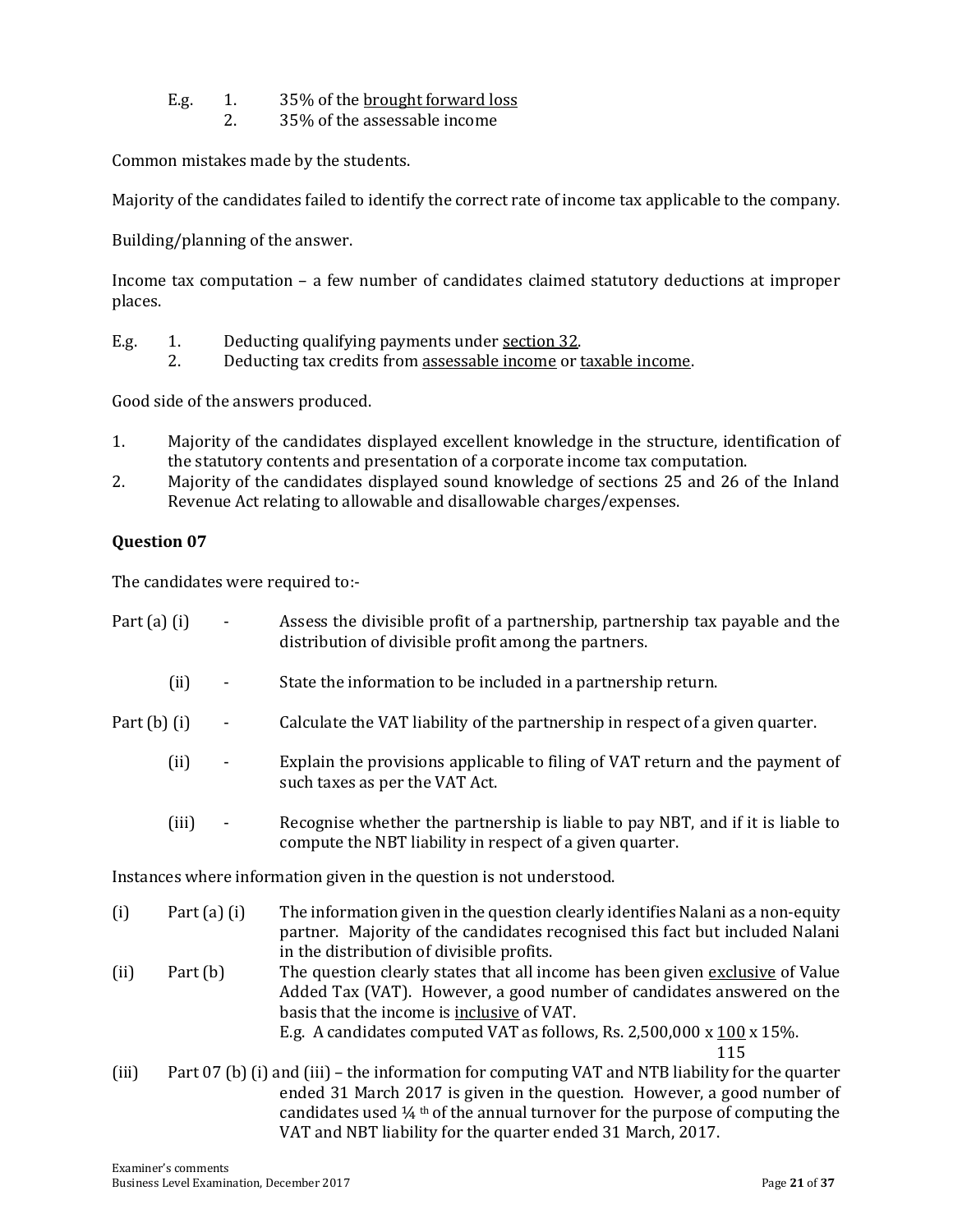E.g. 1. 35% of the <u>brought forward loss</u>
2. 35% of the assessable income

Common mistakes made by the students.

Majority of the candidates failed to identify the correct rate of income tax applicable to the company.

Building/planning of the answer.

Income tax computation – a few number of candidates claimed statutory deductions at improper places.

E.g. 1. Deducting qualifying payments under <u>section 32</u>.
2. Deducting tax credits from <u>assessable income</u> or <u>taxable income</u>.

Good side of the answers produced.

1. Majority of the candidates displayed excellent knowledge in the structure, identification of the statutory contents and presentation of a corporate income tax computation.
2. Majority of the candidates displayed sound knowledge of sections 25 and 26 of the Inland Revenue Act relating to allowable and disallowable charges/expenses.

**Question 07**

The candidates were required to:-

Part (a) (i) - Assess the divisible profit of a partnership, partnership tax payable and the distribution of divisible profit among the partners.

(ii) - State the information to be included in a partnership return.

Part (b) (i) - Calculate the VAT liability of the partnership in respect of a given quarter.

(ii) - Explain the provisions applicable to filing of VAT return and the payment of such taxes as per the VAT Act.

(iii) - Recognise whether the partnership is liable to pay NBT, and if it is liable to compute the NBT liability in respect of a given quarter.

Instances where information given in the question is not understood.

(i) Part (a) (i) The information given in the question clearly identifies Nalani as a non-equity partner. Majority of the candidates recognised this fact but included Nalani in the distribution of divisible profits.

(ii) Part (b) The question clearly states that all income has been given <u>exclusive</u> of Value Added Tax (VAT). However, a good number of candidates answered on the basis that the income is <u>inclusive</u> of VAT.
E.g. A candidates computed VAT as follows, Rs. 2,500,000 x $\frac{100}{115}$ x 15%.

(iii) Part 07 (b) (i) and (iii) – the information for computing VAT and NTB liability for the quarter ended 31 March 2017 is given in the question. However, a good number of candidates used ¼ th of the annual turnover for the purpose of computing the VAT and NBT liability for the quarter ended 31 March, 2017.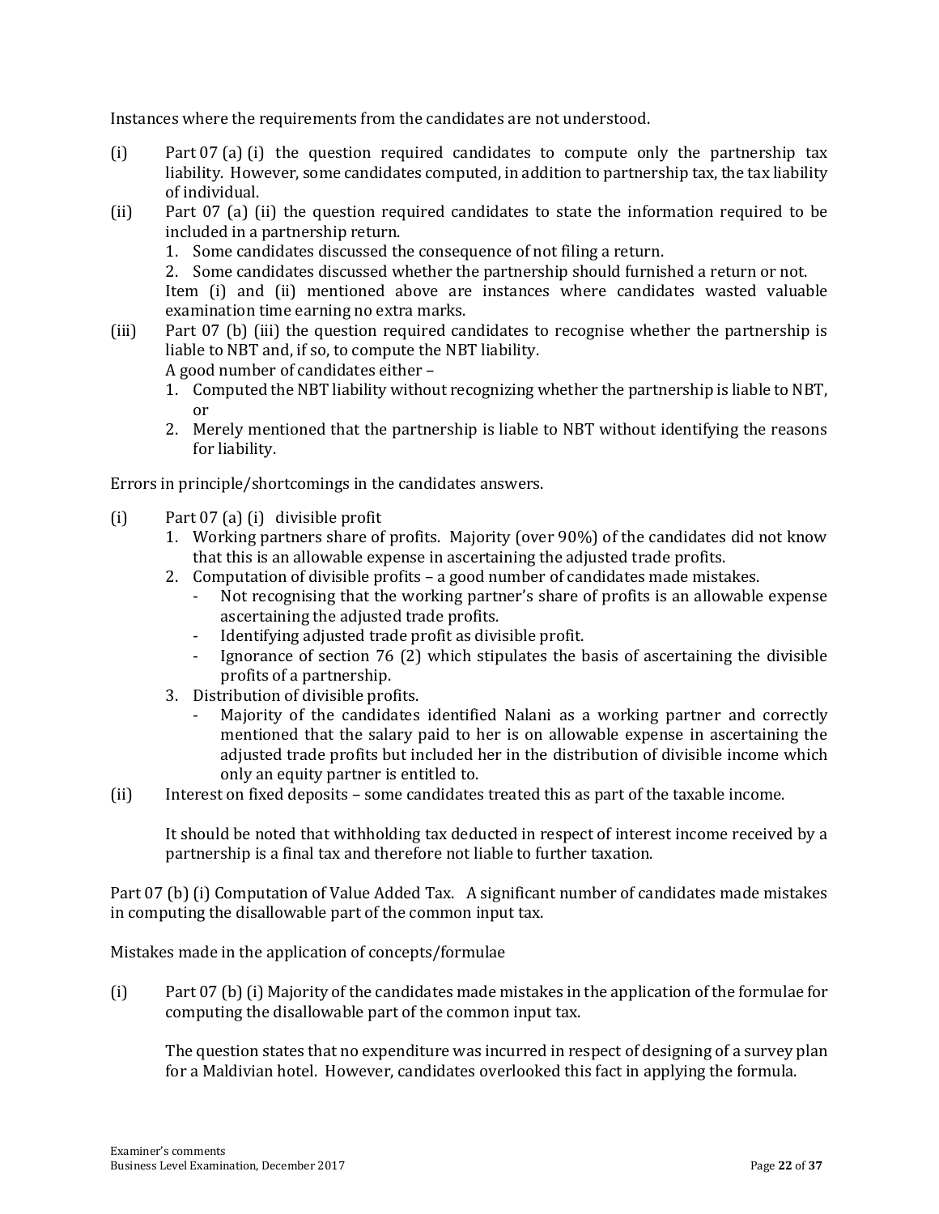Instances where the requirements from the candidates are not understood.

(i) Part 07 (a) (i) the question required candidates to compute only the partnership tax liability. However, some candidates computed, in addition to partnership tax, the tax liability of individual.

(ii) Part 07 (a) (ii) the question required candidates to state the information required to be included in a partnership return.
   1. Some candidates discussed the consequence of not filing a return.
   2. Some candidates discussed whether the partnership should furnished a return or not.

   Item (i) and (ii) mentioned above are instances where candidates wasted valuable examination time earning no extra marks.

(iii) Part 07 (b) (iii) the question required candidates to recognise whether the partnership is liable to NBT and, if so, to compute the NBT liability.

   A good number of candidates either –
   1. Computed the NBT liability without recognizing whether the partnership is liable to NBT, or
   2. Merely mentioned that the partnership is liable to NBT without identifying the reasons for liability.

Errors in principle/shortcomings in the candidates answers.

(i) Part 07 (a) (i) divisible profit
   1. Working partners share of profits. Majority (over 90%) of the candidates did not know that this is an allowable expense in ascertaining the adjusted trade profits.
   2. Computation of divisible profits – a good number of candidates made mistakes.
      - Not recognising that the working partner's share of profits is an allowable expense ascertaining the adjusted trade profits.
      - Identifying adjusted trade profit as divisible profit.
      - Ignorance of section 76 (2) which stipulates the basis of ascertaining the divisible profits of a partnership.
   3. Distribution of divisible profits.
      - Majority of the candidates identified Nalani as a working partner and correctly mentioned that the salary paid to her is on allowable expense in ascertaining the adjusted trade profits but included her in the distribution of divisible income which only an equity partner is entitled to.

(ii) Interest on fixed deposits – some candidates treated this as part of the taxable income.

   It should be noted that withholding tax deducted in respect of interest income received by a partnership is a final tax and therefore not liable to further taxation.

Part 07 (b) (i) Computation of Value Added Tax. A significant number of candidates made mistakes in computing the disallowable part of the common input tax.

Mistakes made in the application of concepts/formulae

(i) Part 07 (b) (i) Majority of the candidates made mistakes in the application of the formulae for computing the disallowable part of the common input tax.

   The question states that no expenditure was incurred in respect of designing of a survey plan for a Maldivian hotel. However, candidates overlooked this fact in applying the formula.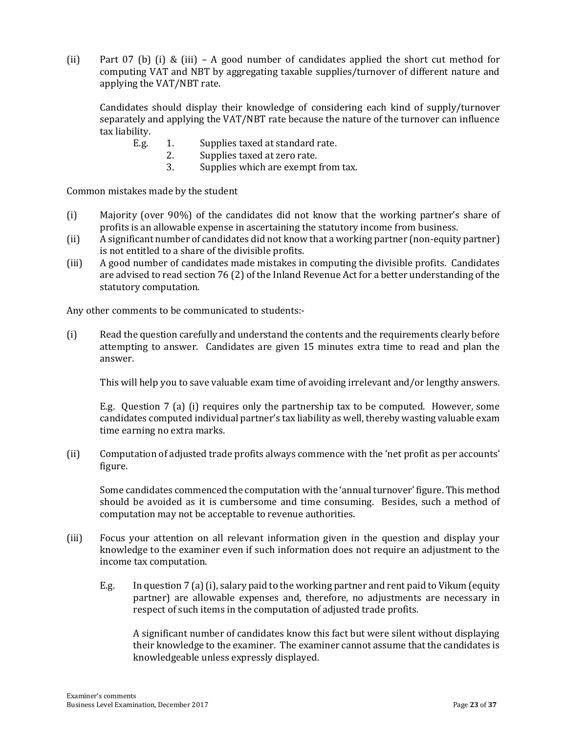(ii) Part 07 (b) (i) & (iii) – A good number of candidates applied the short cut method for computing VAT and NBT by aggregating taxable supplies/turnover of different nature and applying the VAT/NBT rate.

Candidates should display their knowledge of considering each kind of supply/turnover separately and applying the VAT/NBT rate because the nature of the turnover can influence tax liability.

E.g.

1. Supplies taxed at standard rate.
2. Supplies taxed at zero rate.
3. Supplies which are exempt from tax.

Common mistakes made by the student

(i) Majority (over 90%) of the candidates did not know that the working partner's share of profits is an allowable expense in ascertaining the statutory income from business.

(ii) A significant number of candidates did not know that a working partner (non-equity partner) is not entitled to a share of the divisible profits.

(iii) A good number of candidates made mistakes in computing the divisible profits. Candidates are advised to read section 76 (2) of the Inland Revenue Act for a better understanding of the statutory computation.

Any other comments to be communicated to students:-

(i) Read the question carefully and understand the contents and the requirements clearly before attempting to answer. Candidates are given 15 minutes extra time to read and plan the answer.

This will help you to save valuable exam time of avoiding irrelevant and/or lengthy answers.

E.g. Question 7 (a) (i) requires only the partnership tax to be computed. However, some candidates computed individual partner's tax liability as well, thereby wasting valuable exam time earning no extra marks.

(ii) Computation of adjusted trade profits always commence with the 'net profit as per accounts' figure.

Some candidates commenced the computation with the 'annual turnover' figure. This method should be avoided as it is cumbersome and time consuming. Besides, such a method of computation may not be acceptable to revenue authorities.

(iii) Focus your attention on all relevant information given in the question and display your knowledge to the examiner even if such information does not require an adjustment to the income tax computation.

E.g. In question 7 (a) (i), salary paid to the working partner and rent paid to Vikum (equity partner) are allowable expenses and, therefore, no adjustments are necessary in respect of such items in the computation of adjusted trade profits.

A significant number of candidates know this fact but were silent without displaying their knowledge to the examiner. The examiner cannot assume that the candidates is knowledgeable unless expressly displayed.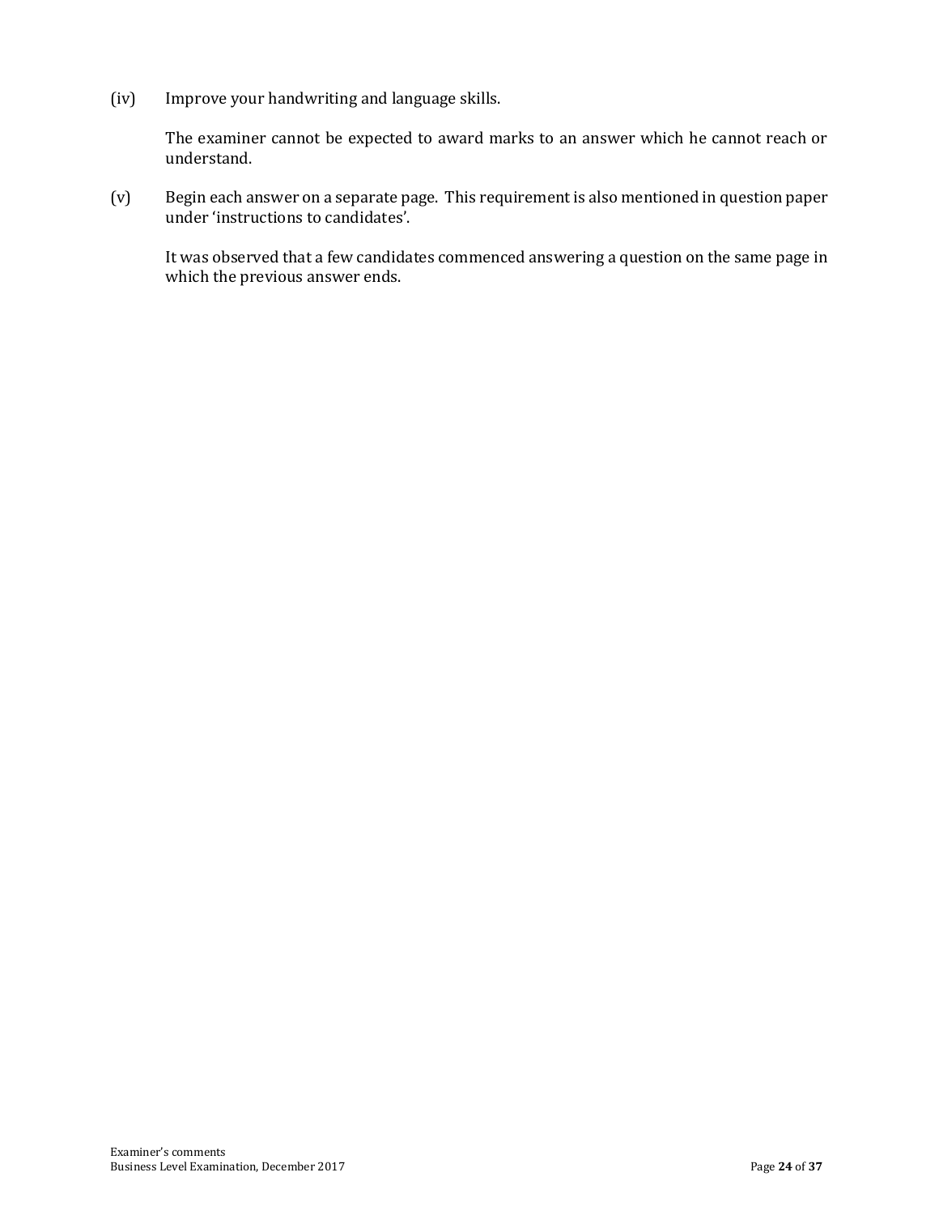(iv) Improve your handwriting and language skills.

The examiner cannot be expected to award marks to an answer which he cannot reach or understand.

(v) Begin each answer on a separate page. This requirement is also mentioned in question paper under 'instructions to candidates'.

It was observed that a few candidates commenced answering a question on the same page in which the previous answer ends.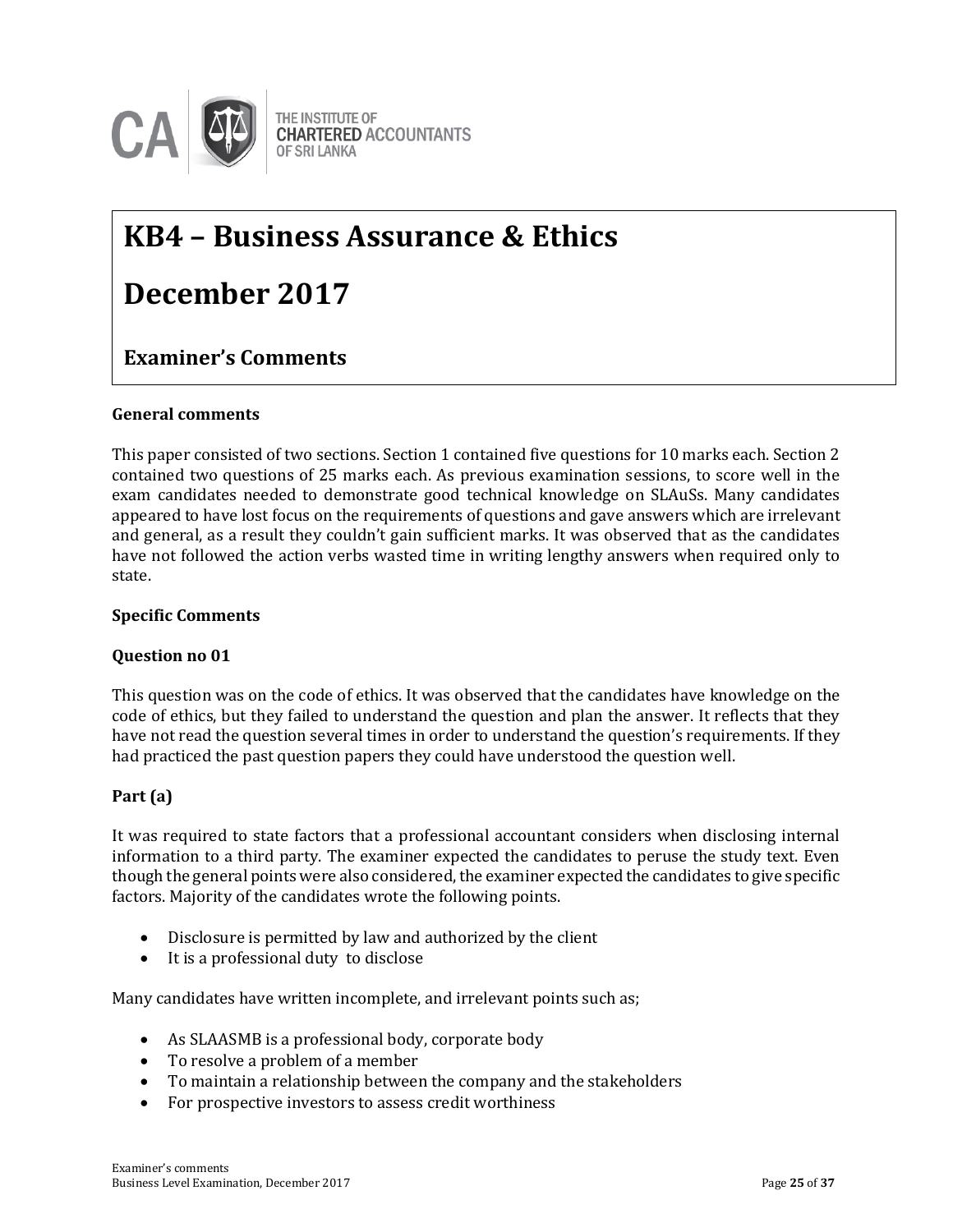# KB4 – Business Assurance & Ethics

# December 2017

## Examiner's Comments

**General comments**

This paper consisted of two sections. Section 1 contained five questions for 10 marks each. Section 2 contained two questions of 25 marks each. As previous examination sessions, to score well in the exam candidates needed to demonstrate good technical knowledge on SLAuSs. Many candidates appeared to have lost focus on the requirements of questions and gave answers which are irrelevant and general, as a result they couldn't gain sufficient marks. It was observed that as the candidates have not followed the action verbs wasted time in writing lengthy answers when required only to state.

**Specific Comments**

**Question no 01**

This question was on the code of ethics. It was observed that the candidates have knowledge on the code of ethics, but they failed to understand the question and plan the answer. It reflects that they have not read the question several times in order to understand the question's requirements. If they had practiced the past question papers they could have understood the question well.

**Part (a)**

It was required to state factors that a professional accountant considers when disclosing internal information to a third party. The examiner expected the candidates to peruse the study text. Even though the general points were also considered, the examiner expected the candidates to give specific factors. Majority of the candidates wrote the following points.

- Disclosure is permitted by law and authorized by the client
- It is a professional duty to disclose

Many candidates have written incomplete, and irrelevant points such as;

- As SLAASMB is a professional body, corporate body
- To resolve a problem of a member
- To maintain a relationship between the company and the stakeholders
- For prospective investors to assess credit worthiness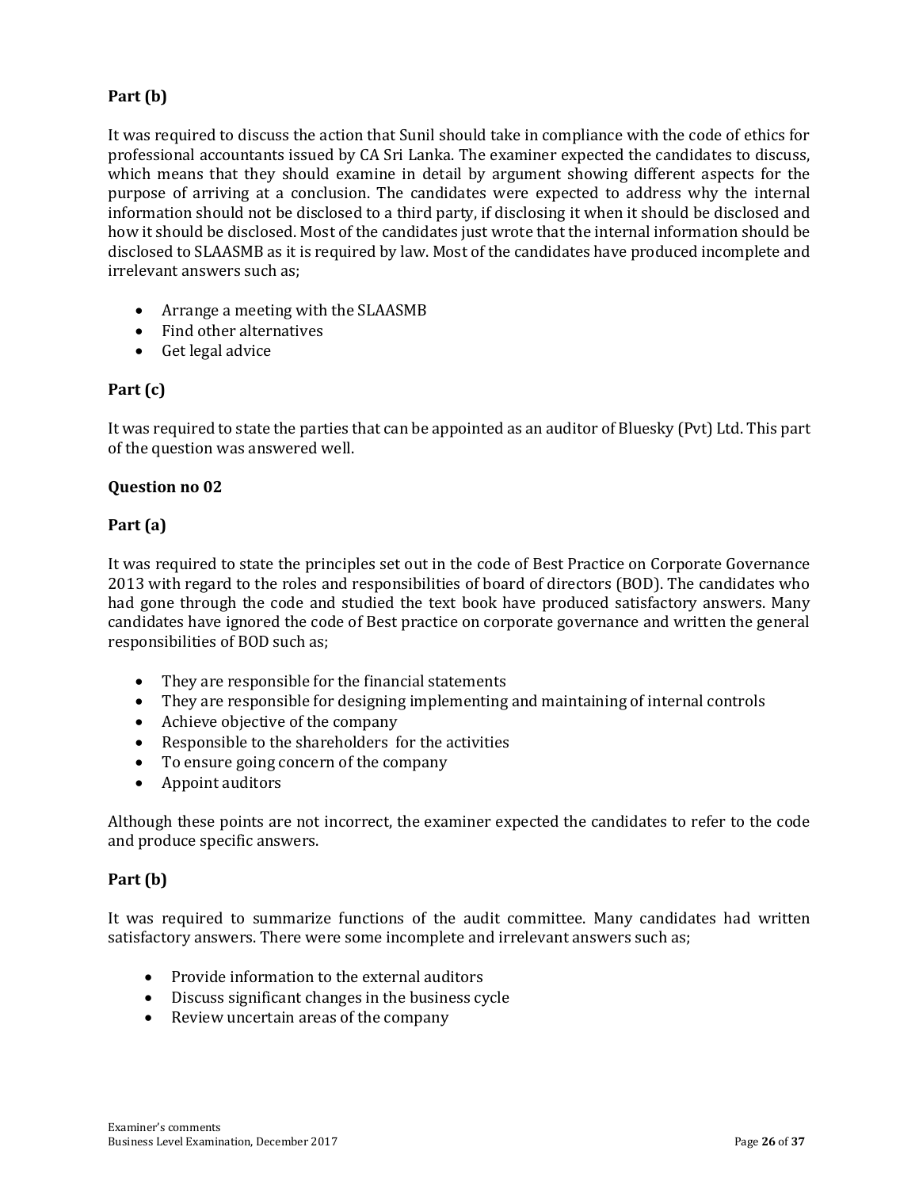**Part (b)**

It was required to discuss the action that Sunil should take in compliance with the code of ethics for professional accountants issued by CA Sri Lanka. The examiner expected the candidates to discuss, which means that they should examine in detail by argument showing different aspects for the purpose of arriving at a conclusion. The candidates were expected to address why the internal information should not be disclosed to a third party, if disclosing it when it should be disclosed and how it should be disclosed. Most of the candidates just wrote that the internal information should be disclosed to SLAASMB as it is required by law. Most of the candidates have produced incomplete and irrelevant answers such as;

- Arrange a meeting with the SLAASMB
- Find other alternatives
- Get legal advice

**Part (c)**

It was required to state the parties that can be appointed as an auditor of Bluesky (Pvt) Ltd. This part of the question was answered well.

**Question no 02**

**Part (a)**

It was required to state the principles set out in the code of Best Practice on Corporate Governance 2013 with regard to the roles and responsibilities of board of directors (BOD). The candidates who had gone through the code and studied the text book have produced satisfactory answers. Many candidates have ignored the code of Best practice on corporate governance and written the general responsibilities of BOD such as;

- They are responsible for the financial statements
- They are responsible for designing implementing and maintaining of internal controls
- Achieve objective of the company
- Responsible to the shareholders for the activities
- To ensure going concern of the company
- Appoint auditors

Although these points are not incorrect, the examiner expected the candidates to refer to the code and produce specific answers.

**Part (b)**

It was required to summarize functions of the audit committee. Many candidates had written satisfactory answers. There were some incomplete and irrelevant answers such as;

- Provide information to the external auditors
- Discuss significant changes in the business cycle
- Review uncertain areas of the company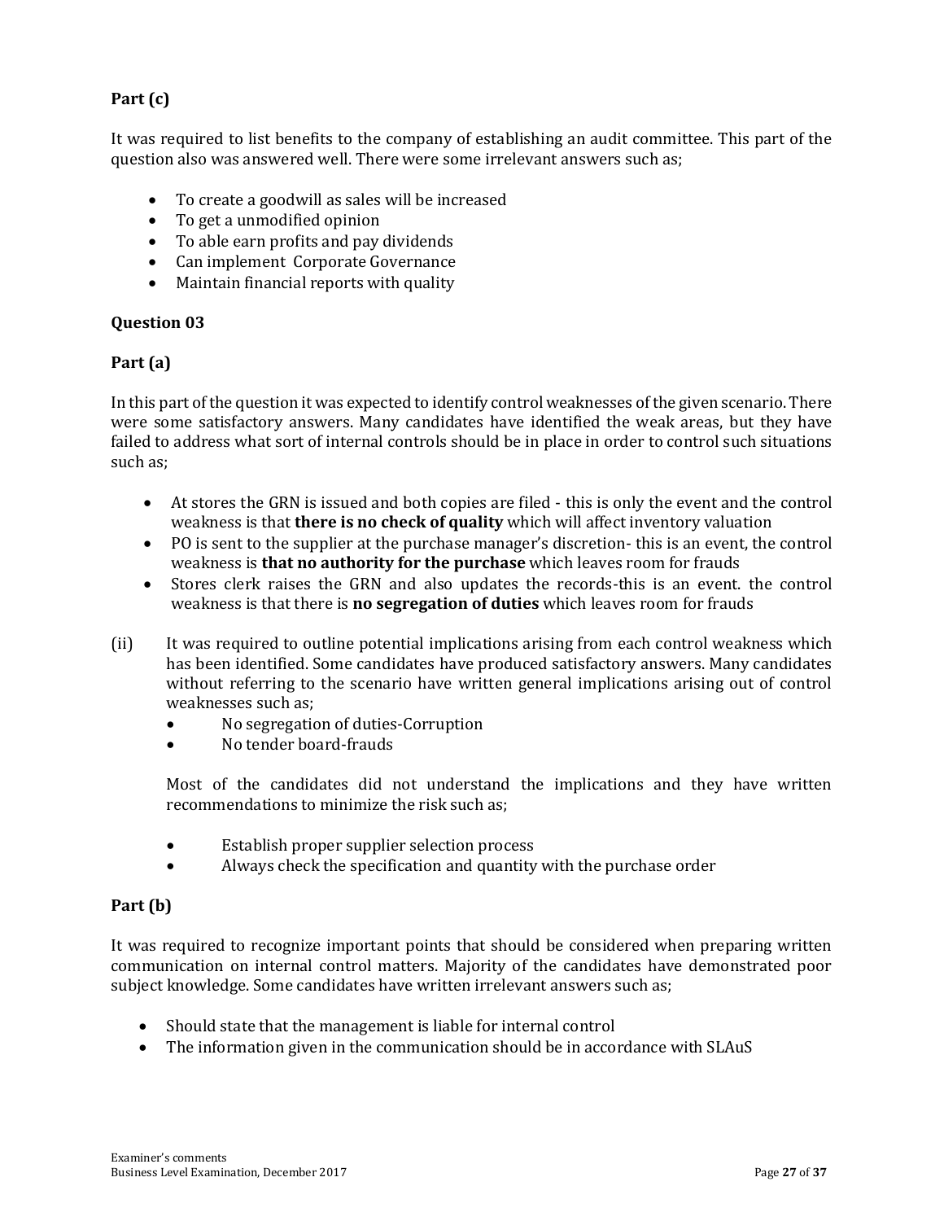**Part (c)**

It was required to list benefits to the company of establishing an audit committee. This part of the question also was answered well. There were some irrelevant answers such as;

- To create a goodwill as sales will be increased
- To get a unmodified opinion
- To able earn profits and pay dividends
- Can implement Corporate Governance
- Maintain financial reports with quality

**Question 03**

**Part (a)**

In this part of the question it was expected to identify control weaknesses of the given scenario. There were some satisfactory answers. Many candidates have identified the weak areas, but they have failed to address what sort of internal controls should be in place in order to control such situations such as;

- At stores the GRN is issued and both copies are filed - this is only the event and the control weakness is that **there is no check of quality** which will affect inventory valuation
- PO is sent to the supplier at the purchase manager's discretion- this is an event, the control weakness is **that no authority for the purchase** which leaves room for frauds
- Stores clerk raises the GRN and also updates the records-this is an event. the control weakness is that there is **no segregation of duties** which leaves room for frauds

(ii) It was required to outline potential implications arising from each control weakness which has been identified. Some candidates have produced satisfactory answers. Many candidates without referring to the scenario have written general implications arising out of control weaknesses such as;

- No segregation of duties-Corruption
- No tender board-frauds

Most of the candidates did not understand the implications and they have written recommendations to minimize the risk such as;

- Establish proper supplier selection process
- Always check the specification and quantity with the purchase order

**Part (b)**

It was required to recognize important points that should be considered when preparing written communication on internal control matters. Majority of the candidates have demonstrated poor subject knowledge. Some candidates have written irrelevant answers such as;

- Should state that the management is liable for internal control
- The information given in the communication should be in accordance with SLAuS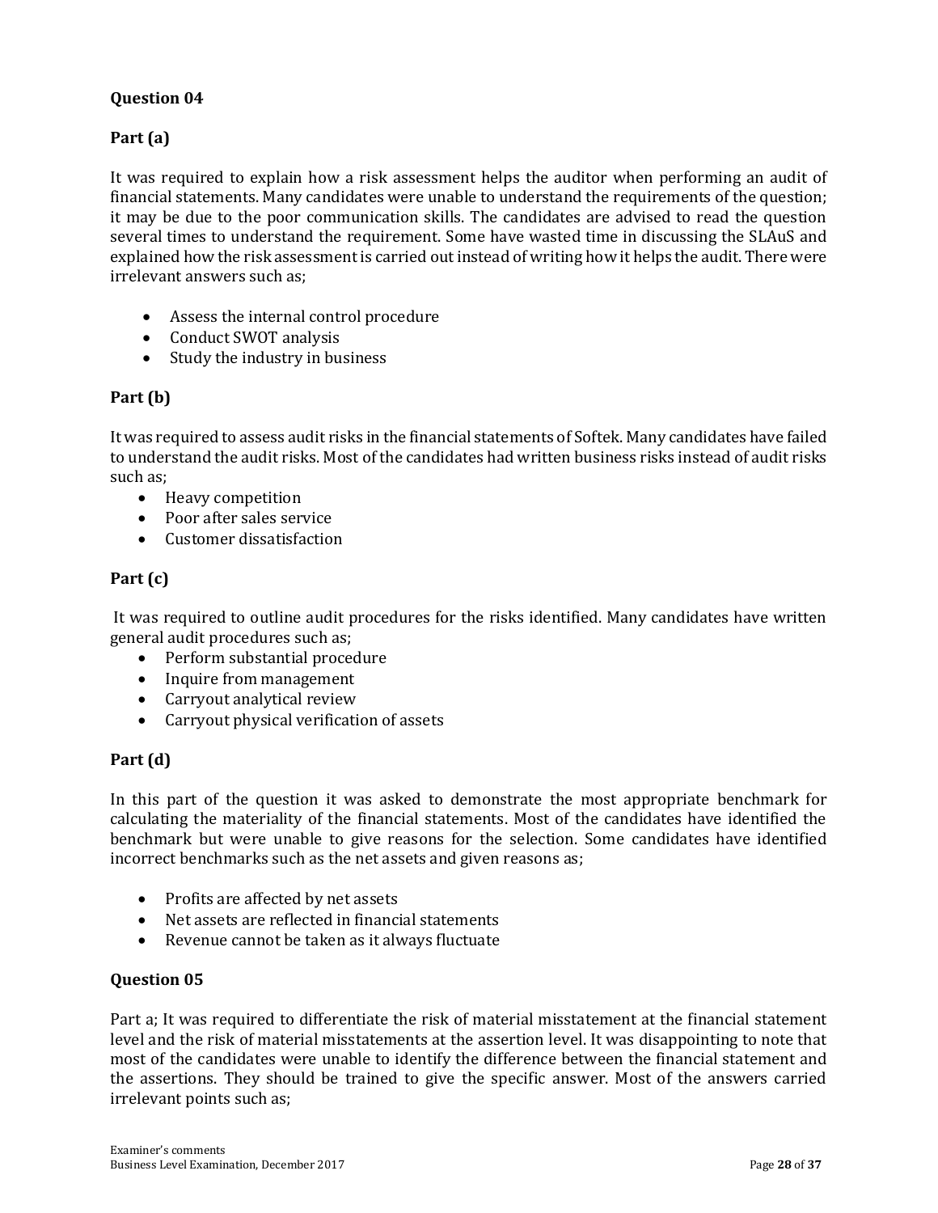### Question 04

#### Part (a)

It was required to explain how a risk assessment helps the auditor when performing an audit of financial statements. Many candidates were unable to understand the requirements of the question; it may be due to the poor communication skills. The candidates are advised to read the question several times to understand the requirement. Some have wasted time in discussing the SLAuS and explained how the risk assessment is carried out instead of writing how it helps the audit. There were irrelevant answers such as;

- Assess the internal control procedure
- Conduct SWOT analysis
- Study the industry in business

#### Part (b)

It was required to assess audit risks in the financial statements of Softek. Many candidates have failed to understand the audit risks. Most of the candidates had written business risks instead of audit risks such as;

- Heavy competition
- Poor after sales service
- Customer dissatisfaction

#### Part (c)

It was required to outline audit procedures for the risks identified. Many candidates have written general audit procedures such as;

- Perform substantial procedure
- Inquire from management
- Carryout analytical review
- Carryout physical verification of assets

#### Part (d)

In this part of the question it was asked to demonstrate the most appropriate benchmark for calculating the materiality of the financial statements. Most of the candidates have identified the benchmark but were unable to give reasons for the selection. Some candidates have identified incorrect benchmarks such as the net assets and given reasons as;

- Profits are affected by net assets
- Net assets are reflected in financial statements
- Revenue cannot be taken as it always fluctuate

### Question 05

Part a; It was required to differentiate the risk of material misstatement at the financial statement level and the risk of material misstatements at the assertion level. It was disappointing to note that most of the candidates were unable to identify the difference between the financial statement and the assertions. They should be trained to give the specific answer. Most of the answers carried irrelevant points such as;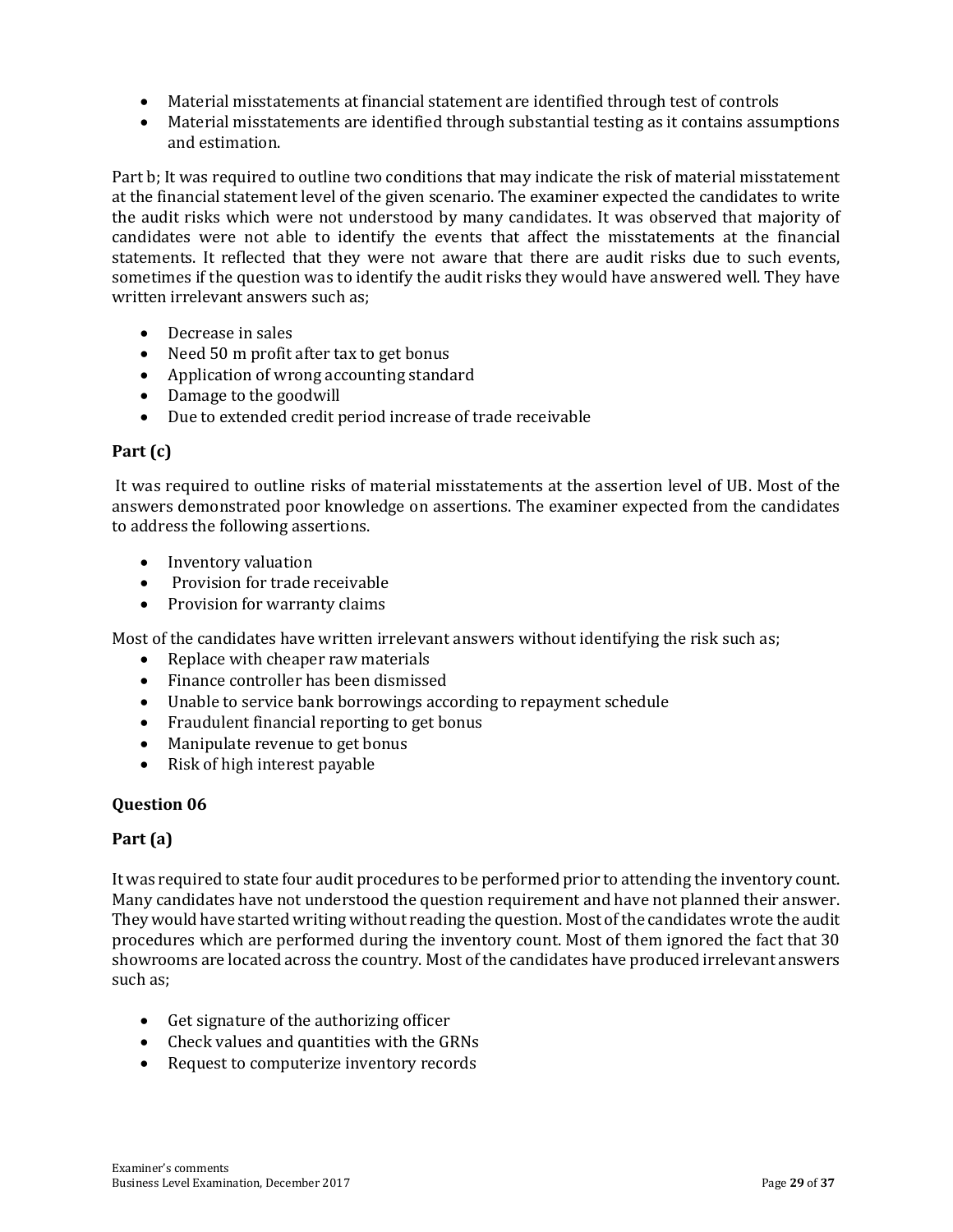- Material misstatements at financial statement are identified through test of controls
- Material misstatements are identified through substantial testing as it contains assumptions and estimation.

Part b; It was required to outline two conditions that may indicate the risk of material misstatement at the financial statement level of the given scenario. The examiner expected the candidates to write the audit risks which were not understood by many candidates. It was observed that majority of candidates were not able to identify the events that affect the misstatements at the financial statements. It reflected that they were not aware that there are audit risks due to such events, sometimes if the question was to identify the audit risks they would have answered well. They have written irrelevant answers such as;

- Decrease in sales
- Need 50 m profit after tax to get bonus
- Application of wrong accounting standard
- Damage to the goodwill
- Due to extended credit period increase of trade receivable

**Part (c)**

It was required to outline risks of material misstatements at the assertion level of UB. Most of the answers demonstrated poor knowledge on assertions. The examiner expected from the candidates to address the following assertions.

- Inventory valuation
- Provision for trade receivable
- Provision for warranty claims

Most of the candidates have written irrelevant answers without identifying the risk such as;

- Replace with cheaper raw materials
- Finance controller has been dismissed
- Unable to service bank borrowings according to repayment schedule
- Fraudulent financial reporting to get bonus
- Manipulate revenue to get bonus
- Risk of high interest payable

**Question 06**

**Part (a)**

It was required to state four audit procedures to be performed prior to attending the inventory count. Many candidates have not understood the question requirement and have not planned their answer. They would have started writing without reading the question. Most of the candidates wrote the audit procedures which are performed during the inventory count. Most of them ignored the fact that 30 showrooms are located across the country. Most of the candidates have produced irrelevant answers such as;

- Get signature of the authorizing officer
- Check values and quantities with the GRNs
- Request to computerize inventory records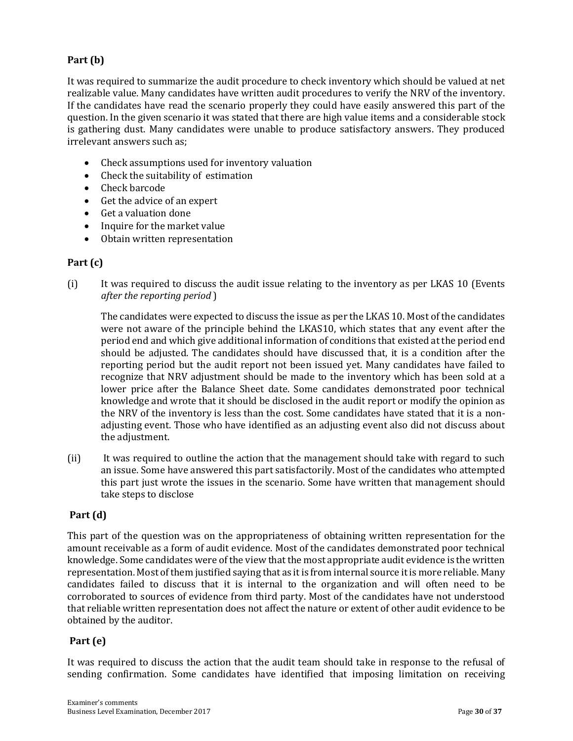### Part (b)

It was required to summarize the audit procedure to check inventory which should be valued at net realizable value. Many candidates have written audit procedures to verify the NRV of the inventory. If the candidates have read the scenario properly they could have easily answered this part of the question. In the given scenario it was stated that there are high value items and a considerable stock is gathering dust. Many candidates were unable to produce satisfactory answers. They produced irrelevant answers such as;

- Check assumptions used for inventory valuation
- Check the suitability of estimation
- Check barcode
- Get the advice of an expert
- Get a valuation done
- Inquire for the market value
- Obtain written representation

### Part (c)

(i) It was required to discuss the audit issue relating to the inventory as per LKAS 10 (Events *after the reporting period* )

The candidates were expected to discuss the issue as per the LKAS 10. Most of the candidates were not aware of the principle behind the LKAS10, which states that any event after the period end and which give additional information of conditions that existed at the period end should be adjusted. The candidates should have discussed that, it is a condition after the reporting period but the audit report not been issued yet. Many candidates have failed to recognize that NRV adjustment should be made to the inventory which has been sold at a lower price after the Balance Sheet date. Some candidates demonstrated poor technical knowledge and wrote that it should be disclosed in the audit report or modify the opinion as the NRV of the inventory is less than the cost. Some candidates have stated that it is a non-adjusting event. Those who have identified as an adjusting event also did not discuss about the adjustment.

(ii) It was required to outline the action that the management should take with regard to such an issue. Some have answered this part satisfactorily. Most of the candidates who attempted this part just wrote the issues in the scenario. Some have written that management should take steps to disclose

### Part (d)

This part of the question was on the appropriateness of obtaining written representation for the amount receivable as a form of audit evidence. Most of the candidates demonstrated poor technical knowledge. Some candidates were of the view that the most appropriate audit evidence is the written representation. Most of them justified saying that as it is from internal source it is more reliable. Many candidates failed to discuss that it is internal to the organization and will often need to be corroborated to sources of evidence from third party. Most of the candidates have not understood that reliable written representation does not affect the nature or extent of other audit evidence to be obtained by the auditor.

### Part (e)

It was required to discuss the action that the audit team should take in response to the refusal of sending confirmation. Some candidates have identified that imposing limitation on receiving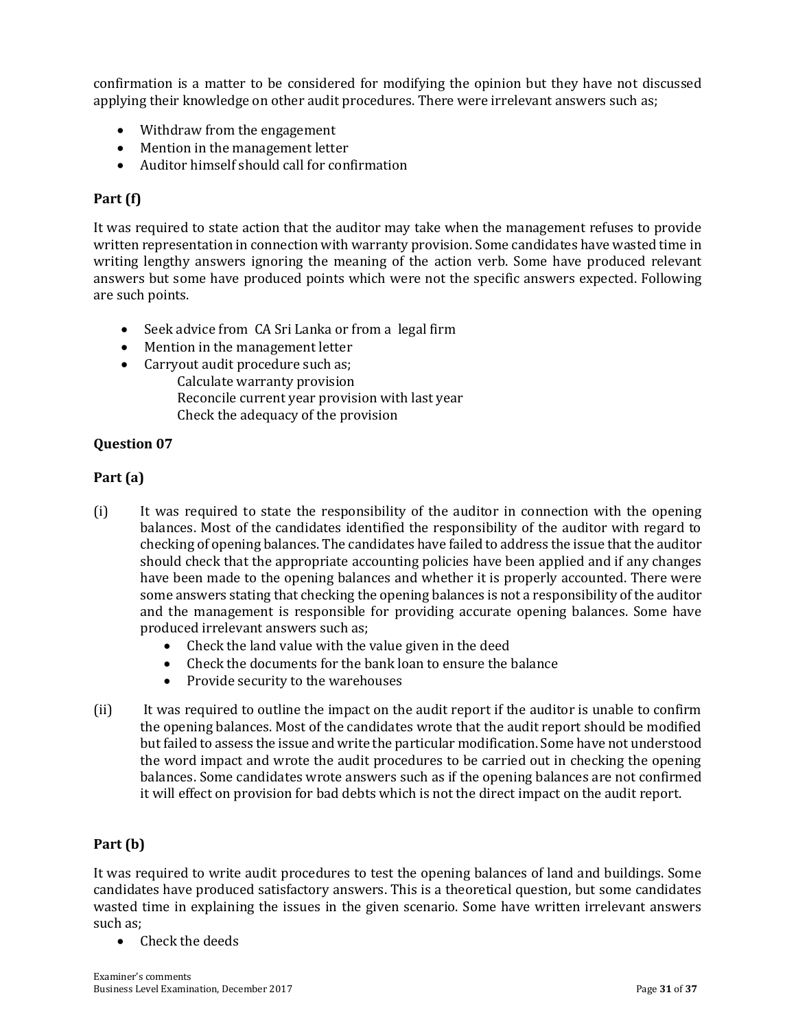confirmation is a matter to be considered for modifying the opinion but they have not discussed applying their knowledge on other audit procedures. There were irrelevant answers such as;

- Withdraw from the engagement
- Mention in the management letter
- Auditor himself should call for confirmation

**Part (f)**

It was required to state action that the auditor may take when the management refuses to provide written representation in connection with warranty provision. Some candidates have wasted time in writing lengthy answers ignoring the meaning of the action verb. Some have produced relevant answers but some have produced points which were not the specific answers expected. Following are such points.

- Seek advice from CA Sri Lanka or from a legal firm
- Mention in the management letter
- Carryout audit procedure such as;
  - Calculate warranty provision
  - Reconcile current year provision with last year
  - Check the adequacy of the provision

**Question 07**

**Part (a)**

(i) It was required to state the responsibility of the auditor in connection with the opening balances. Most of the candidates identified the responsibility of the auditor with regard to checking of opening balances. The candidates have failed to address the issue that the auditor should check that the appropriate accounting policies have been applied and if any changes have been made to the opening balances and whether it is properly accounted. There were some answers stating that checking the opening balances is not a responsibility of the auditor and the management is responsible for providing accurate opening balances. Some have produced irrelevant answers such as;

- Check the land value with the value given in the deed
- Check the documents for the bank loan to ensure the balance
- Provide security to the warehouses

(ii) It was required to outline the impact on the audit report if the auditor is unable to confirm the opening balances. Most of the candidates wrote that the audit report should be modified but failed to assess the issue and write the particular modification. Some have not understood the word impact and wrote the audit procedures to be carried out in checking the opening balances. Some candidates wrote answers such as if the opening balances are not confirmed it will effect on provision for bad debts which is not the direct impact on the audit report.

**Part (b)**

It was required to write audit procedures to test the opening balances of land and buildings. Some candidates have produced satisfactory answers. This is a theoretical question, but some candidates wasted time in explaining the issues in the given scenario. Some have written irrelevant answers such as;

- Check the deeds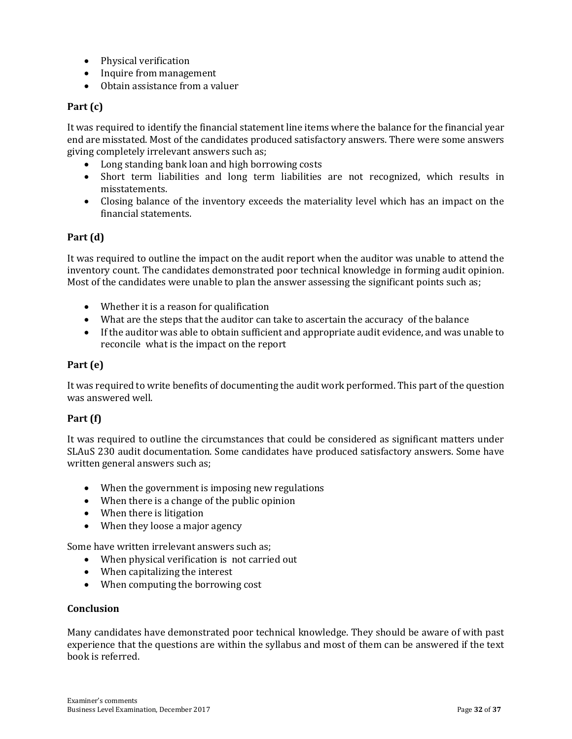- Physical verification
- Inquire from management
- Obtain assistance from a valuer

**Part (c)**

It was required to identify the financial statement line items where the balance for the financial year end are misstated. Most of the candidates produced satisfactory answers. There were some answers giving completely irrelevant answers such as;

- Long standing bank loan and high borrowing costs
- Short term liabilities and long term liabilities are not recognized, which results in misstatements.
- Closing balance of the inventory exceeds the materiality level which has an impact on the financial statements.

**Part (d)**

It was required to outline the impact on the audit report when the auditor was unable to attend the inventory count. The candidates demonstrated poor technical knowledge in forming audit opinion. Most of the candidates were unable to plan the answer assessing the significant points such as;

- Whether it is a reason for qualification
- What are the steps that the auditor can take to ascertain the accuracy of the balance
- If the auditor was able to obtain sufficient and appropriate audit evidence, and was unable to reconcile what is the impact on the report

**Part (e)**

It was required to write benefits of documenting the audit work performed. This part of the question was answered well.

**Part (f)**

It was required to outline the circumstances that could be considered as significant matters under SLAuS 230 audit documentation. Some candidates have produced satisfactory answers. Some have written general answers such as;

- When the government is imposing new regulations
- When there is a change of the public opinion
- When there is litigation
- When they loose a major agency

Some have written irrelevant answers such as;

- When physical verification is not carried out
- When capitalizing the interest
- When computing the borrowing cost

**Conclusion**

Many candidates have demonstrated poor technical knowledge. They should be aware of with past experience that the questions are within the syllabus and most of them can be answered if the text book is referred.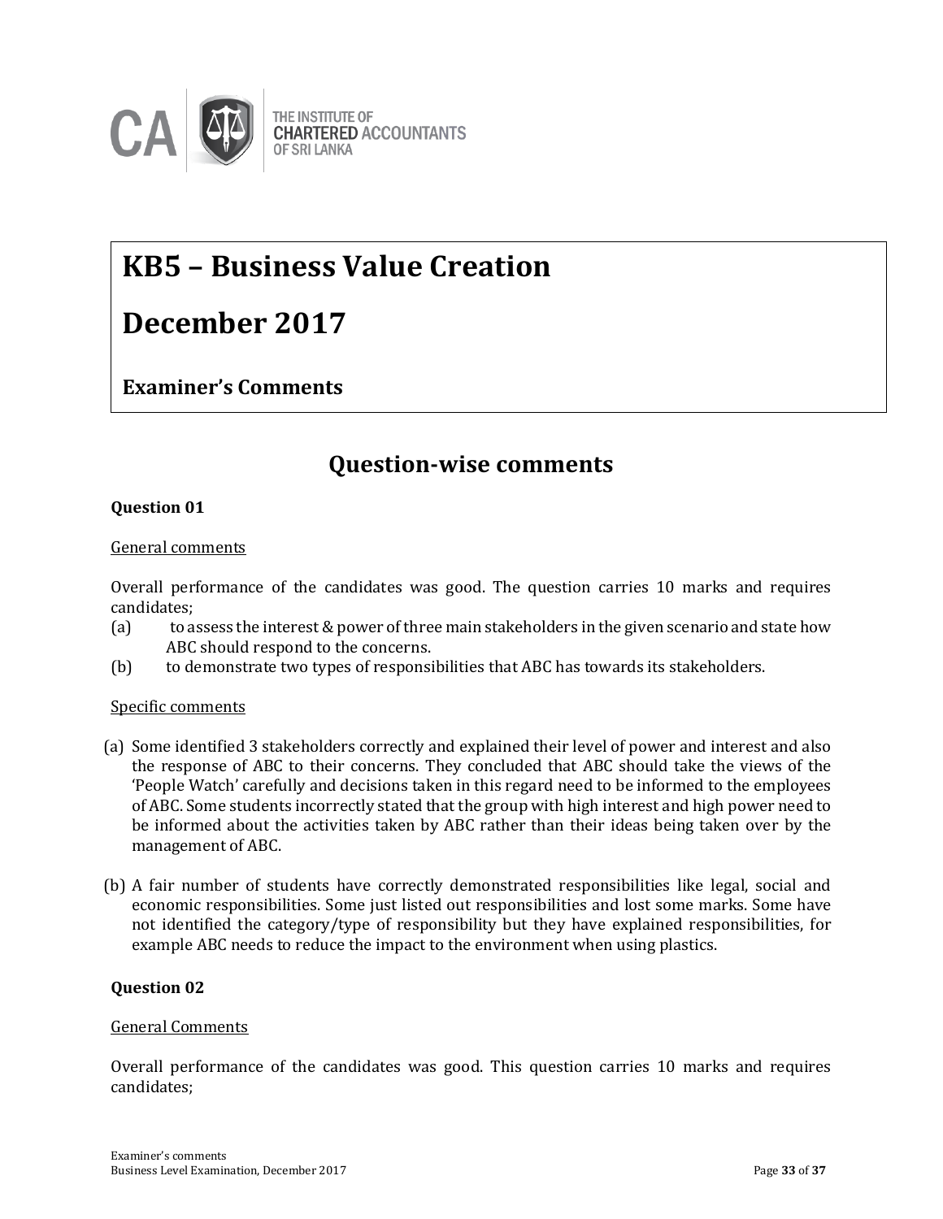# KB5 – Business Value Creation

# December 2017

**Examiner's Comments**

## Question-wise comments

### Question 01

General comments

Overall performance of the candidates was good. The question carries 10 marks and requires candidates;

(a) to assess the interest & power of three main stakeholders in the given scenario and state how ABC should respond to the concerns.

(b) to demonstrate two types of responsibilities that ABC has towards its stakeholders.

Specific comments

(a) Some identified 3 stakeholders correctly and explained their level of power and interest and also the response of ABC to their concerns. They concluded that ABC should take the views of the 'People Watch' carefully and decisions taken in this regard need to be informed to the employees of ABC. Some students incorrectly stated that the group with high interest and high power need to be informed about the activities taken by ABC rather than their ideas being taken over by the management of ABC.

(b) A fair number of students have correctly demonstrated responsibilities like legal, social and economic responsibilities. Some just listed out responsibilities and lost some marks. Some have not identified the category/type of responsibility but they have explained responsibilities, for example ABC needs to reduce the impact to the environment when using plastics.

### Question 02

General Comments

Overall performance of the candidates was good. This question carries 10 marks and requires candidates;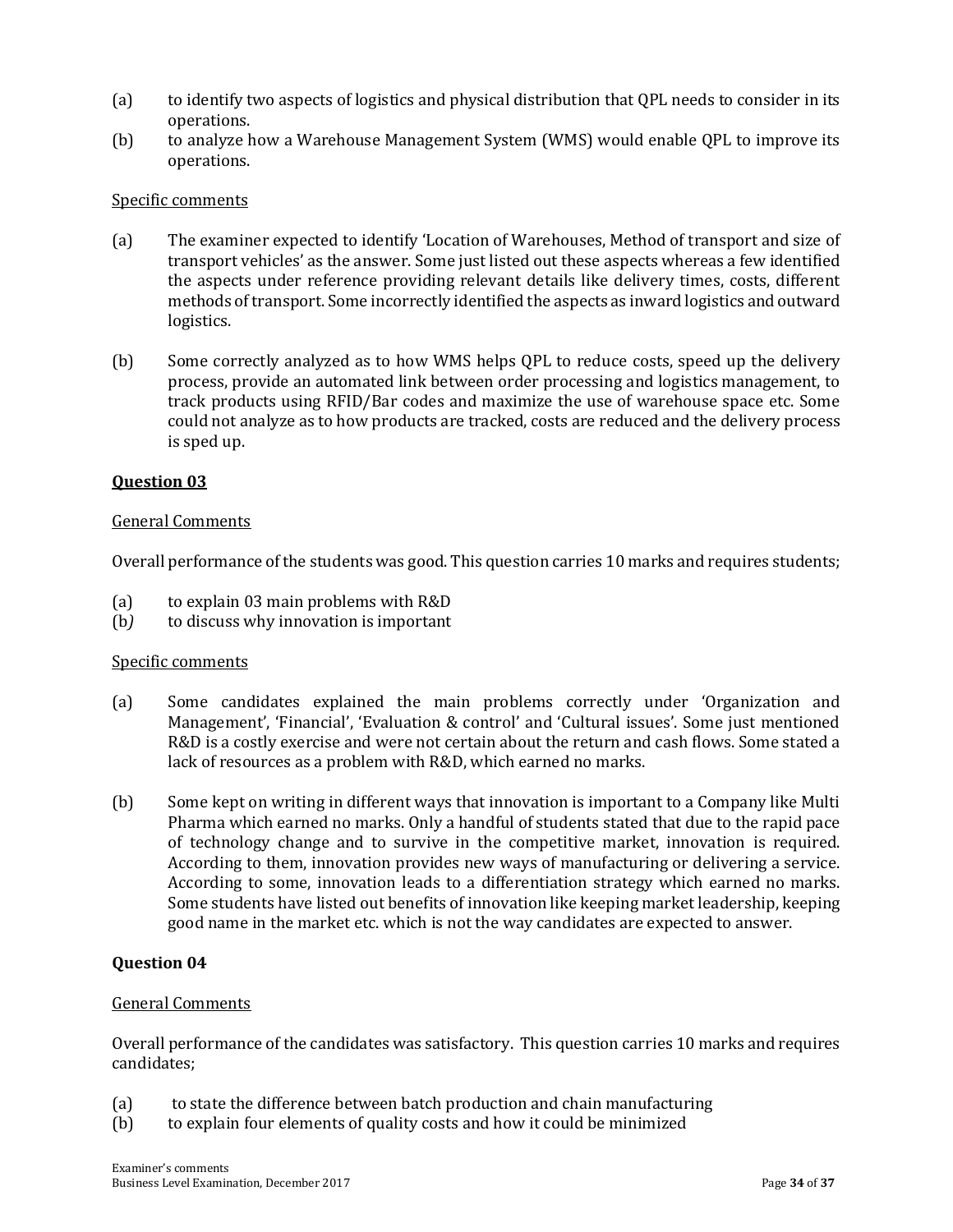(a) to identify two aspects of logistics and physical distribution that QPL needs to consider in its operations.

(b) to analyze how a Warehouse Management System (WMS) would enable QPL to improve its operations.

Specific comments

(a) The examiner expected to identify 'Location of Warehouses, Method of transport and size of transport vehicles' as the answer. Some just listed out these aspects whereas a few identified the aspects under reference providing relevant details like delivery times, costs, different methods of transport. Some incorrectly identified the aspects as inward logistics and outward logistics.

(b) Some correctly analyzed as to how WMS helps QPL to reduce costs, speed up the delivery process, provide an automated link between order processing and logistics management, to track products using RFID/Bar codes and maximize the use of warehouse space etc. Some could not analyze as to how products are tracked, costs are reduced and the delivery process is sped up.

## Question 03

General Comments

Overall performance of the students was good. This question carries 10 marks and requires students;

(a) to explain 03 main problems with R&D

(b) to discuss why innovation is important

Specific comments

(a) Some candidates explained the main problems correctly under 'Organization and Management', 'Financial', 'Evaluation & control' and 'Cultural issues'. Some just mentioned R&D is a costly exercise and were not certain about the return and cash flows. Some stated a lack of resources as a problem with R&D, which earned no marks.

(b) Some kept on writing in different ways that innovation is important to a Company like Multi Pharma which earned no marks. Only a handful of students stated that due to the rapid pace of technology change and to survive in the competitive market, innovation is required. According to them, innovation provides new ways of manufacturing or delivering a service. According to some, innovation leads to a differentiation strategy which earned no marks. Some students have listed out benefits of innovation like keeping market leadership, keeping good name in the market etc. which is not the way candidates are expected to answer.

## Question 04

General Comments

Overall performance of the candidates was satisfactory. This question carries 10 marks and requires candidates;

(a) to state the difference between batch production and chain manufacturing

(b) to explain four elements of quality costs and how it could be minimized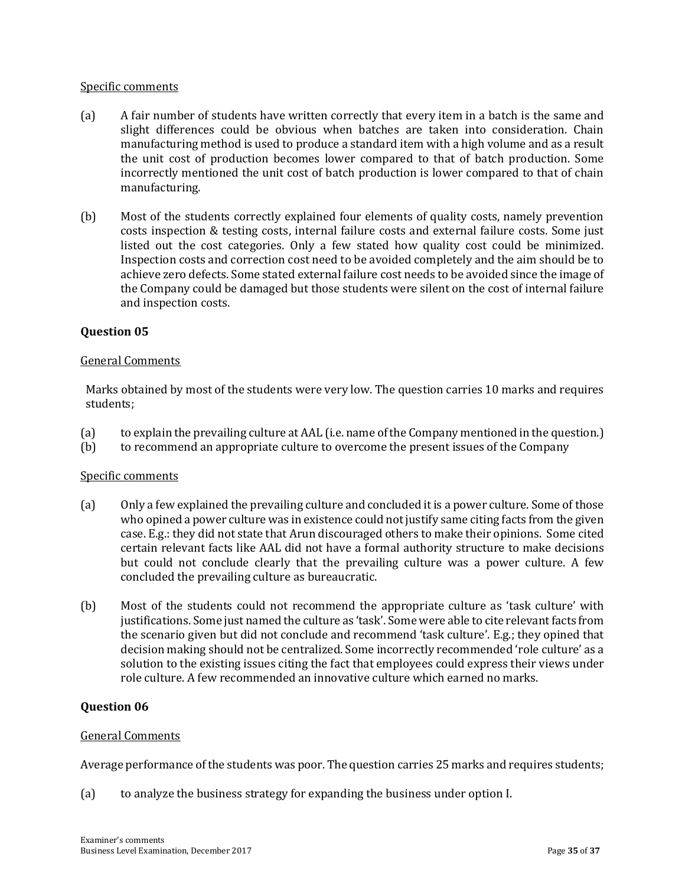Specific comments

(a) A fair number of students have written correctly that every item in a batch is the same and slight differences could be obvious when batches are taken into consideration. Chain manufacturing method is used to produce a standard item with a high volume and as a result the unit cost of production becomes lower compared to that of batch production. Some incorrectly mentioned the unit cost of batch production is lower compared to that of chain manufacturing.

(b) Most of the students correctly explained four elements of quality costs, namely prevention costs inspection & testing costs, internal failure costs and external failure costs. Some just listed out the cost categories. Only a few stated how quality cost could be minimized. Inspection costs and correction cost need to be avoided completely and the aim should be to achieve zero defects. Some stated external failure cost needs to be avoided since the image of the Company could be damaged but those students were silent on the cost of internal failure and inspection costs.

**Question 05**

General Comments

Marks obtained by most of the students were very low. The question carries 10 marks and requires students;

(a) to explain the prevailing culture at AAL (i.e. name of the Company mentioned in the question.)
(b) to recommend an appropriate culture to overcome the present issues of the Company

Specific comments

(a) Only a few explained the prevailing culture and concluded it is a power culture. Some of those who opined a power culture was in existence could not justify same citing facts from the given case. E.g.: they did not state that Arun discouraged others to make their opinions. Some cited certain relevant facts like AAL did not have a formal authority structure to make decisions but could not conclude clearly that the prevailing culture was a power culture. A few concluded the prevailing culture as bureaucratic.

(b) Most of the students could not recommend the appropriate culture as 'task culture' with justifications. Some just named the culture as 'task'. Some were able to cite relevant facts from the scenario given but did not conclude and recommend 'task culture'. E.g.; they opined that decision making should not be centralized. Some incorrectly recommended 'role culture' as a solution to the existing issues citing the fact that employees could express their views under role culture. A few recommended an innovative culture which earned no marks.

**Question 06**

General Comments

Average performance of the students was poor. The question carries 25 marks and requires students;

(a) to analyze the business strategy for expanding the business under option I.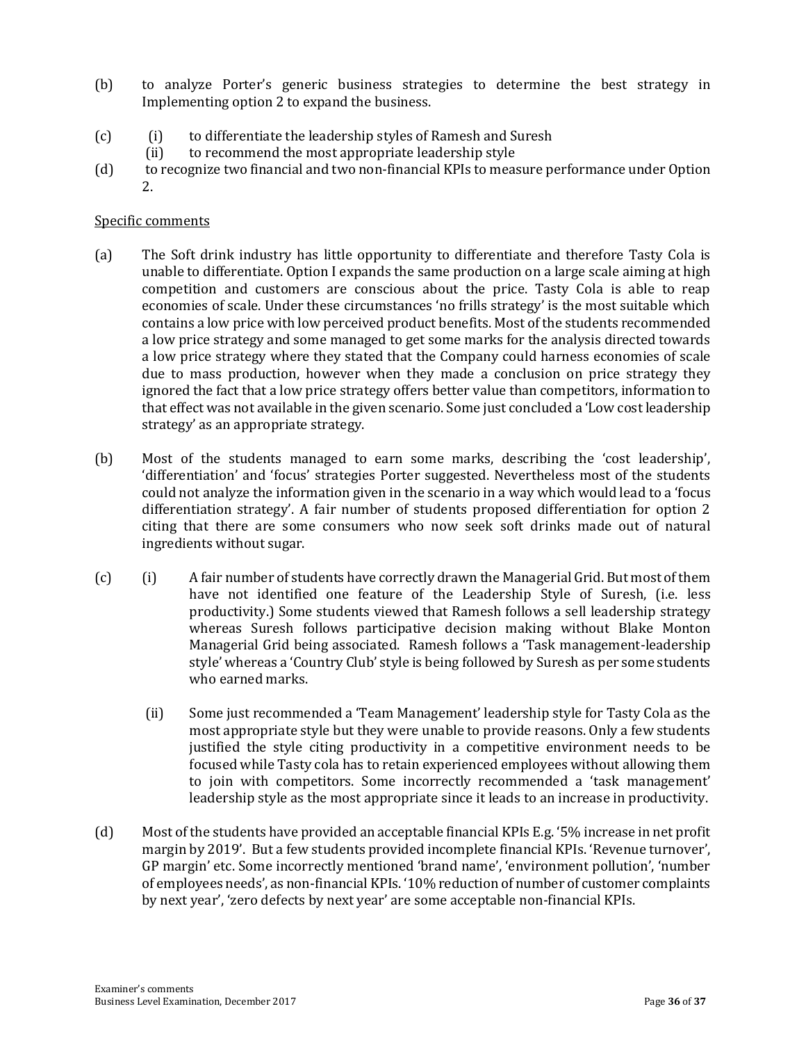(b) to analyze Porter's generic business strategies to determine the best strategy in Implementing option 2 to expand the business.

(c) (i) to differentiate the leadership styles of Ramesh and Suresh
    (ii) to recommend the most appropriate leadership style

(d) to recognize two financial and two non-financial KPIs to measure performance under Option 2.

<u>Specific comments</u>

(a) The Soft drink industry has little opportunity to differentiate and therefore Tasty Cola is unable to differentiate. Option I expands the same production on a large scale aiming at high competition and customers are conscious about the price. Tasty Cola is able to reap economies of scale. Under these circumstances 'no frills strategy' is the most suitable which contains a low price with low perceived product benefits. Most of the students recommended a low price strategy and some managed to get some marks for the analysis directed towards a low price strategy where they stated that the Company could harness economies of scale due to mass production, however when they made a conclusion on price strategy they ignored the fact that a low price strategy offers better value than competitors, information to that effect was not available in the given scenario. Some just concluded a 'Low cost leadership strategy' as an appropriate strategy.

(b) Most of the students managed to earn some marks, describing the 'cost leadership', 'differentiation' and 'focus' strategies Porter suggested. Nevertheless most of the students could not analyze the information given in the scenario in a way which would lead to a 'focus differentiation strategy'. A fair number of students proposed differentiation for option 2 citing that there are some consumers who now seek soft drinks made out of natural ingredients without sugar.

(c) (i) A fair number of students have correctly drawn the Managerial Grid. But most of them have not identified one feature of the Leadership Style of Suresh, (i.e. less productivity.) Some students viewed that Ramesh follows a sell leadership strategy whereas Suresh follows participative decision making without Blake Monton Managerial Grid being associated. Ramesh follows a 'Task management-leadership style' whereas a 'Country Club' style is being followed by Suresh as per some students who earned marks.

    (ii) Some just recommended a 'Team Management' leadership style for Tasty Cola as the most appropriate style but they were unable to provide reasons. Only a few students justified the style citing productivity in a competitive environment needs to be focused while Tasty cola has to retain experienced employees without allowing them to join with competitors. Some incorrectly recommended a 'task management' leadership style as the most appropriate since it leads to an increase in productivity.

(d) Most of the students have provided an acceptable financial KPIs E.g. '5% increase in net profit margin by 2019'. But a few students provided incomplete financial KPIs. 'Revenue turnover', GP margin' etc. Some incorrectly mentioned 'brand name', 'environment pollution', 'number of employees needs', as non-financial KPIs. '10% reduction of number of customer complaints by next year', 'zero defects by next year' are some acceptable non-financial KPIs.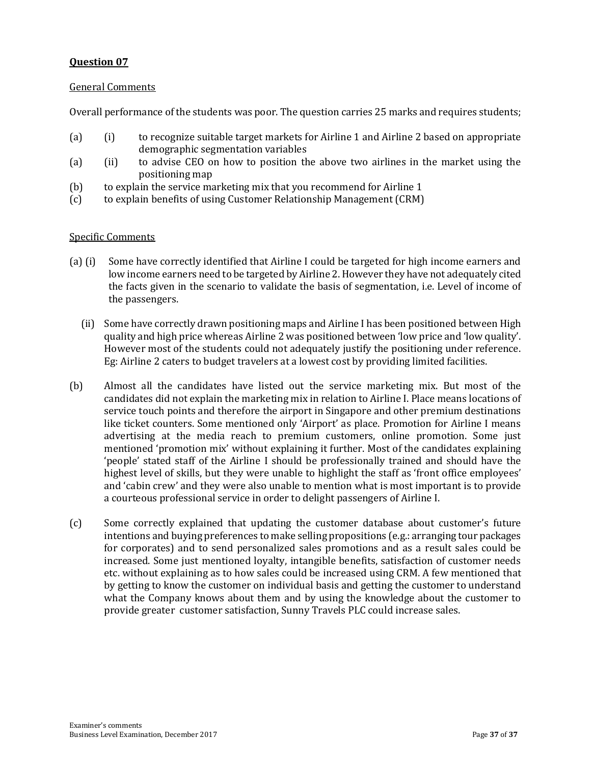## Question 07

General Comments

Overall performance of the students was poor. The question carries 25 marks and requires students;

(a) (i) to recognize suitable target markets for Airline 1 and Airline 2 based on appropriate demographic segmentation variables

(a) (ii) to advise CEO on how to position the above two airlines in the market using the positioning map

(b) to explain the service marketing mix that you recommend for Airline 1

(c) to explain benefits of using Customer Relationship Management (CRM)

Specific Comments

(a) (i) Some have correctly identified that Airline I could be targeted for high income earners and low income earners need to be targeted by Airline 2. However they have not adequately cited the facts given in the scenario to validate the basis of segmentation, i.e. Level of income of the passengers.

(ii) Some have correctly drawn positioning maps and Airline I has been positioned between High quality and high price whereas Airline 2 was positioned between 'low price and 'low quality'. However most of the students could not adequately justify the positioning under reference. Eg: Airline 2 caters to budget travelers at a lowest cost by providing limited facilities.

(b) Almost all the candidates have listed out the service marketing mix. But most of the candidates did not explain the marketing mix in relation to Airline I. Place means locations of service touch points and therefore the airport in Singapore and other premium destinations like ticket counters. Some mentioned only 'Airport' as place. Promotion for Airline I means advertising at the media reach to premium customers, online promotion. Some just mentioned 'promotion mix' without explaining it further. Most of the candidates explaining 'people' stated staff of the Airline I should be professionally trained and should have the highest level of skills, but they were unable to highlight the staff as 'front office employees' and 'cabin crew' and they were also unable to mention what is most important is to provide a courteous professional service in order to delight passengers of Airline I.

(c) Some correctly explained that updating the customer database about customer's future intentions and buying preferences to make selling propositions (e.g.: arranging tour packages for corporates) and to send personalized sales promotions and as a result sales could be increased. Some just mentioned loyalty, intangible benefits, satisfaction of customer needs etc. without explaining as to how sales could be increased using CRM. A few mentioned that by getting to know the customer on individual basis and getting the customer to understand what the Company knows about them and by using the knowledge about the customer to provide greater customer satisfaction, Sunny Travels PLC could increase sales.